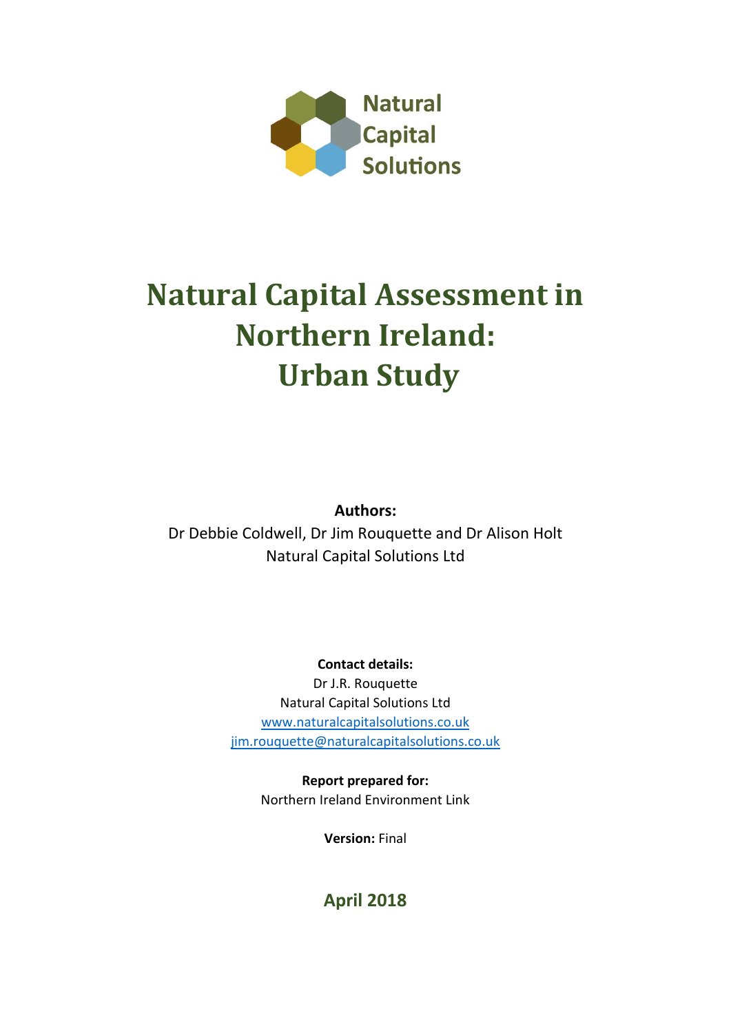Natural Capital Solutions

# Natural Capital Assessment in Northern Ireland: Urban Study

**Authors:**

Dr Debbie Coldwell, Dr Jim Rouquette and Dr Alison Holt

Natural Capital Solutions Ltd

**Contact details:**

Dr J.R. Rouquette

Natural Capital Solutions Ltd

www.naturalcapitalsolutions.co.uk

jim.rouquette@naturalcapitalsolutions.co.uk

**Report prepared for:**

Northern Ireland Environment Link

**Version:** Final

**April 2018**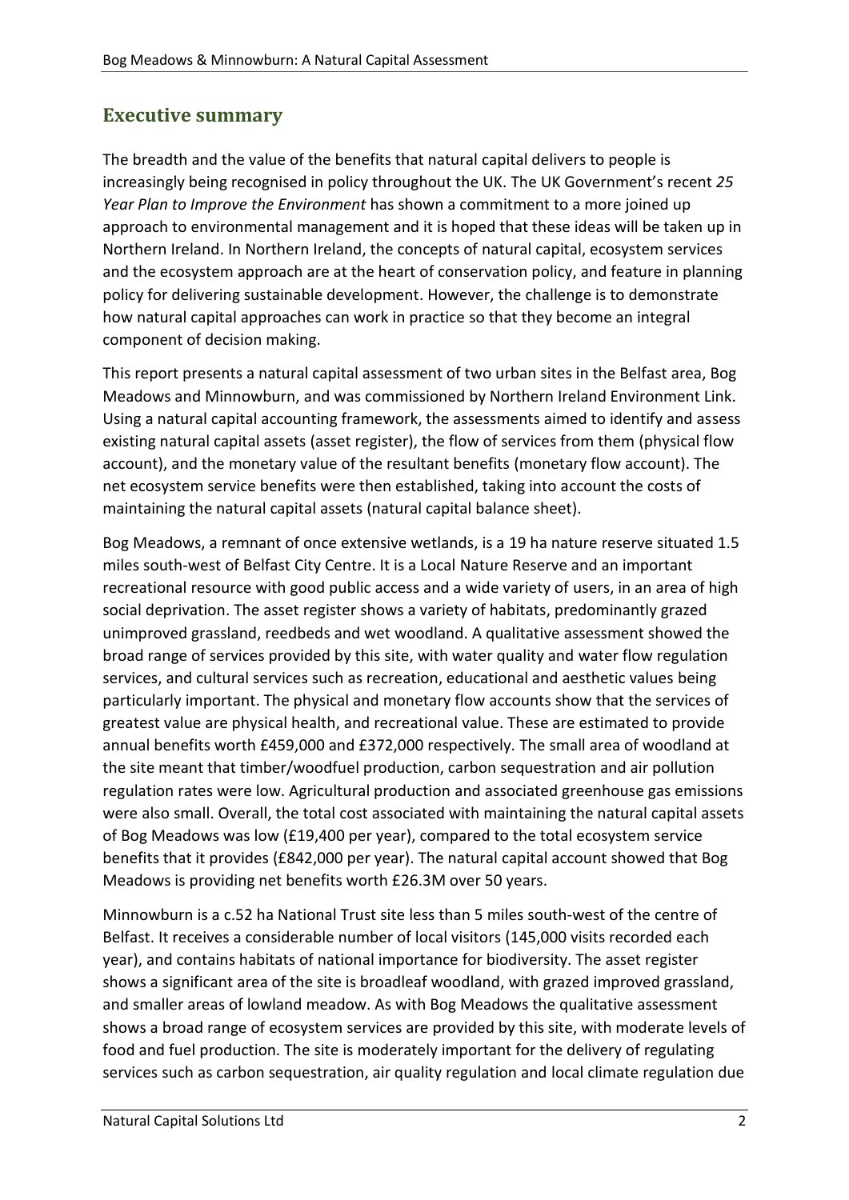## Executive summary

The breadth and the value of the benefits that natural capital delivers to people is increasingly being recognised in policy throughout the UK. The UK Government's recent *25 Year Plan to Improve the Environment* has shown a commitment to a more joined up approach to environmental management and it is hoped that these ideas will be taken up in Northern Ireland. In Northern Ireland, the concepts of natural capital, ecosystem services and the ecosystem approach are at the heart of conservation policy, and feature in planning policy for delivering sustainable development. However, the challenge is to demonstrate how natural capital approaches can work in practice so that they become an integral component of decision making.

This report presents a natural capital assessment of two urban sites in the Belfast area, Bog Meadows and Minnowburn, and was commissioned by Northern Ireland Environment Link. Using a natural capital accounting framework, the assessments aimed to identify and assess existing natural capital assets (asset register), the flow of services from them (physical flow account), and the monetary value of the resultant benefits (monetary flow account). The net ecosystem service benefits were then established, taking into account the costs of maintaining the natural capital assets (natural capital balance sheet).

Bog Meadows, a remnant of once extensive wetlands, is a 19 ha nature reserve situated 1.5 miles south-west of Belfast City Centre. It is a Local Nature Reserve and an important recreational resource with good public access and a wide variety of users, in an area of high social deprivation. The asset register shows a variety of habitats, predominantly grazed unimproved grassland, reedbeds and wet woodland. A qualitative assessment showed the broad range of services provided by this site, with water quality and water flow regulation services, and cultural services such as recreation, educational and aesthetic values being particularly important. The physical and monetary flow accounts show that the services of greatest value are physical health, and recreational value. These are estimated to provide annual benefits worth £459,000 and £372,000 respectively. The small area of woodland at the site meant that timber/woodfuel production, carbon sequestration and air pollution regulation rates were low. Agricultural production and associated greenhouse gas emissions were also small. Overall, the total cost associated with maintaining the natural capital assets of Bog Meadows was low (£19,400 per year), compared to the total ecosystem service benefits that it provides (£842,000 per year). The natural capital account showed that Bog Meadows is providing net benefits worth £26.3M over 50 years.

Minnowburn is a c.52 ha National Trust site less than 5 miles south-west of the centre of Belfast. It receives a considerable number of local visitors (145,000 visits recorded each year), and contains habitats of national importance for biodiversity. The asset register shows a significant area of the site is broadleaf woodland, with grazed improved grassland, and smaller areas of lowland meadow. As with Bog Meadows the qualitative assessment shows a broad range of ecosystem services are provided by this site, with moderate levels of food and fuel production. The site is moderately important for the delivery of regulating services such as carbon sequestration, air quality regulation and local climate regulation due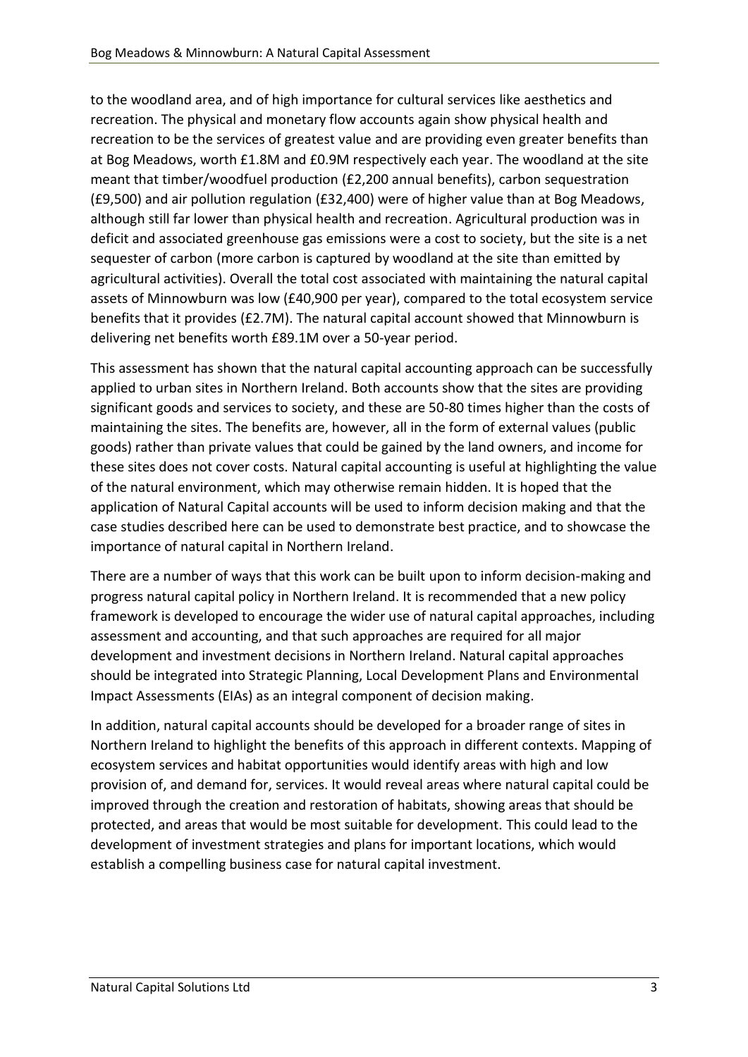to the woodland area, and of high importance for cultural services like aesthetics and recreation. The physical and monetary flow accounts again show physical health and recreation to be the services of greatest value and are providing even greater benefits than at Bog Meadows, worth £1.8M and £0.9M respectively each year. The woodland at the site meant that timber/woodfuel production (£2,200 annual benefits), carbon sequestration (£9,500) and air pollution regulation (£32,400) were of higher value than at Bog Meadows, although still far lower than physical health and recreation. Agricultural production was in deficit and associated greenhouse gas emissions were a cost to society, but the site is a net sequester of carbon (more carbon is captured by woodland at the site than emitted by agricultural activities). Overall the total cost associated with maintaining the natural capital assets of Minnowburn was low (£40,900 per year), compared to the total ecosystem service benefits that it provides (£2.7M). The natural capital account showed that Minnowburn is delivering net benefits worth £89.1M over a 50-year period.

This assessment has shown that the natural capital accounting approach can be successfully applied to urban sites in Northern Ireland. Both accounts show that the sites are providing significant goods and services to society, and these are 50-80 times higher than the costs of maintaining the sites. The benefits are, however, all in the form of external values (public goods) rather than private values that could be gained by the land owners, and income for these sites does not cover costs. Natural capital accounting is useful at highlighting the value of the natural environment, which may otherwise remain hidden. It is hoped that the application of Natural Capital accounts will be used to inform decision making and that the case studies described here can be used to demonstrate best practice, and to showcase the importance of natural capital in Northern Ireland.

There are a number of ways that this work can be built upon to inform decision-making and progress natural capital policy in Northern Ireland. It is recommended that a new policy framework is developed to encourage the wider use of natural capital approaches, including assessment and accounting, and that such approaches are required for all major development and investment decisions in Northern Ireland. Natural capital approaches should be integrated into Strategic Planning, Local Development Plans and Environmental Impact Assessments (EIAs) as an integral component of decision making.

In addition, natural capital accounts should be developed for a broader range of sites in Northern Ireland to highlight the benefits of this approach in different contexts. Mapping of ecosystem services and habitat opportunities would identify areas with high and low provision of, and demand for, services. It would reveal areas where natural capital could be improved through the creation and restoration of habitats, showing areas that should be protected, and areas that would be most suitable for development. This could lead to the development of investment strategies and plans for important locations, which would establish a compelling business case for natural capital investment.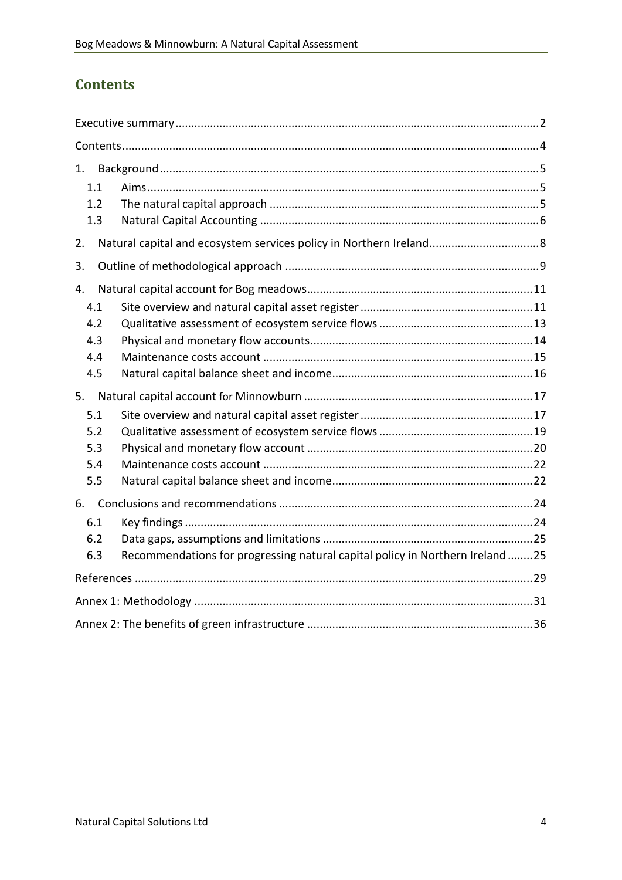## Contents

Executive summary .......... 2

Contents .......... 4

1. Background .......... 5
   - 1.1 Aims .......... 5
   - 1.2 The natural capital approach .......... 5
   - 1.3 Natural Capital Accounting .......... 6
2. Natural capital and ecosystem services policy in Northern Ireland .......... 8
3. Outline of methodological approach .......... 9
4. Natural capital account for Bog meadows .......... 11
   - 4.1 Site overview and natural capital asset register .......... 11
   - 4.2 Qualitative assessment of ecosystem service flows .......... 13
   - 4.3 Physical and monetary flow accounts .......... 14
   - 4.4 Maintenance costs account .......... 15
   - 4.5 Natural capital balance sheet and income .......... 16
5. Natural capital account for Minnowburn .......... 17
   - 5.1 Site overview and natural capital asset register .......... 17
   - 5.2 Qualitative assessment of ecosystem service flows .......... 19
   - 5.3 Physical and monetary flow account .......... 20
   - 5.4 Maintenance costs account .......... 22
   - 5.5 Natural capital balance sheet and income .......... 22
6. Conclusions and recommendations .......... 24
   - 6.1 Key findings .......... 24
   - 6.2 Data gaps, assumptions and limitations .......... 25
   - 6.3 Recommendations for progressing natural capital policy in Northern Ireland .......... 25

References .......... 29

Annex 1: Methodology .......... 31

Annex 2: The benefits of green infrastructure .......... 36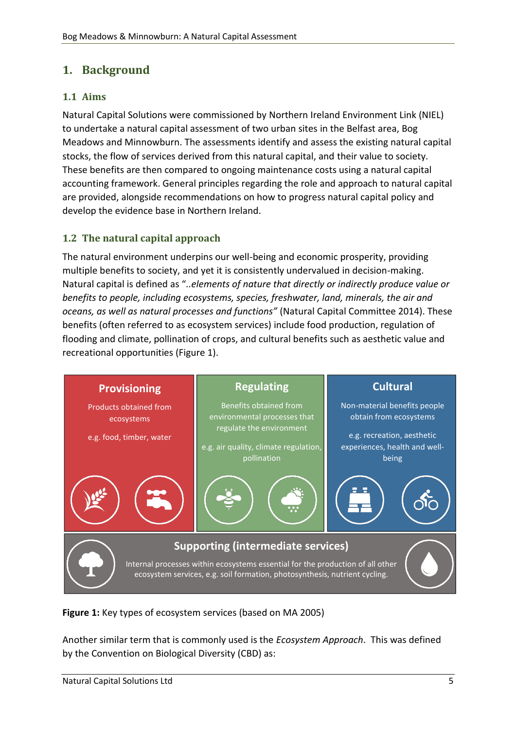# 1. Background

## 1.1 Aims

Natural Capital Solutions were commissioned by Northern Ireland Environment Link (NIEL) to undertake a natural capital assessment of two urban sites in the Belfast area, Bog Meadows and Minnowburn. The assessments identify and assess the existing natural capital stocks, the flow of services derived from this natural capital, and their value to society. These benefits are then compared to ongoing maintenance costs using a natural capital accounting framework. General principles regarding the role and approach to natural capital are provided, alongside recommendations on how to progress natural capital policy and develop the evidence base in Northern Ireland.

## 1.2 The natural capital approach

The natural environment underpins our well-being and economic prosperity, providing multiple benefits to society, and yet it is consistently undervalued in decision-making. Natural capital is defined as "*..elements of nature that directly or indirectly produce value or benefits to people, including ecosystems, species, freshwater, land, minerals, the air and oceans, as well as natural processes and functions"* (Natural Capital Committee 2014). These benefits (often referred to as ecosystem services) include food production, regulation of flooding and climate, pollination of crops, and cultural benefits such as aesthetic value and recreational opportunities (Figure 1).

**Provisioning**
Products obtained from ecosystems
e.g. food, timber, water

**Regulating**
Benefits obtained from environmental processes that regulate the environment
e.g. air quality, climate regulation, pollination

**Cultural**
Non-material benefits people obtain from ecosystems
e.g. recreation, aesthetic experiences, health and well-being

**Supporting (intermediate services)**
Internal processes within ecosystems essential for the production of all other ecosystem services, e.g. soil formation, photosynthesis, nutrient cycling.

**Figure 1:** Key types of ecosystem services (based on MA 2005)

Another similar term that is commonly used is the *Ecosystem Approach*. This was defined by the Convention on Biological Diversity (CBD) as: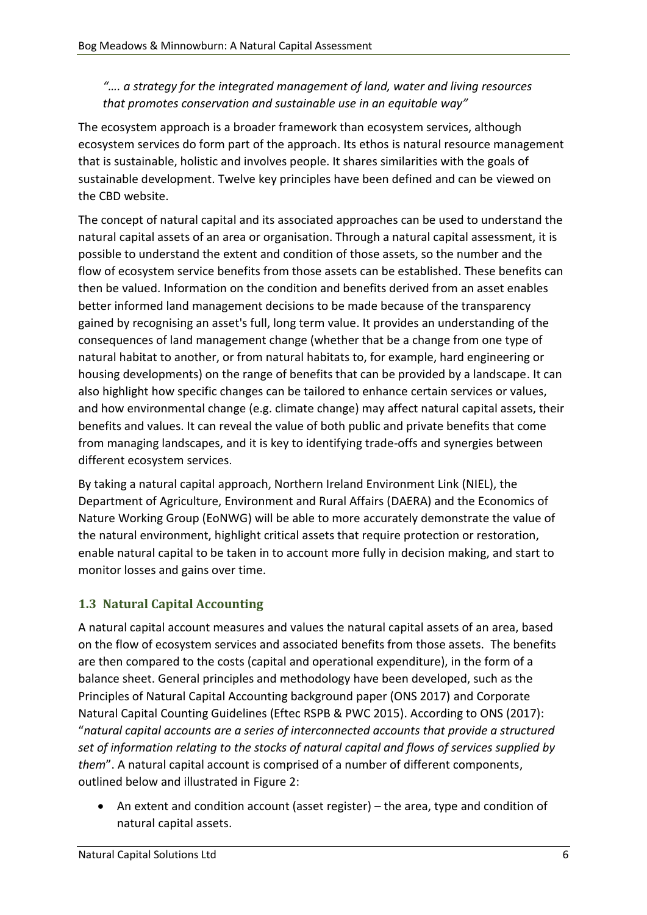*"…. a strategy for the integrated management of land, water and living resources that promotes conservation and sustainable use in an equitable way"*

The ecosystem approach is a broader framework than ecosystem services, although ecosystem services do form part of the approach. Its ethos is natural resource management that is sustainable, holistic and involves people. It shares similarities with the goals of sustainable development. Twelve key principles have been defined and can be viewed on the CBD website.

The concept of natural capital and its associated approaches can be used to understand the natural capital assets of an area or organisation. Through a natural capital assessment, it is possible to understand the extent and condition of those assets, so the number and the flow of ecosystem service benefits from those assets can be established. These benefits can then be valued. Information on the condition and benefits derived from an asset enables better informed land management decisions to be made because of the transparency gained by recognising an asset's full, long term value. It provides an understanding of the consequences of land management change (whether that be a change from one type of natural habitat to another, or from natural habitats to, for example, hard engineering or housing developments) on the range of benefits that can be provided by a landscape. It can also highlight how specific changes can be tailored to enhance certain services or values, and how environmental change (e.g. climate change) may affect natural capital assets, their benefits and values. It can reveal the value of both public and private benefits that come from managing landscapes, and it is key to identifying trade-offs and synergies between different ecosystem services.

By taking a natural capital approach, Northern Ireland Environment Link (NIEL), the Department of Agriculture, Environment and Rural Affairs (DAERA) and the Economics of Nature Working Group (EoNWG) will be able to more accurately demonstrate the value of the natural environment, highlight critical assets that require protection or restoration, enable natural capital to be taken in to account more fully in decision making, and start to monitor losses and gains over time.

## 1.3 Natural Capital Accounting

A natural capital account measures and values the natural capital assets of an area, based on the flow of ecosystem services and associated benefits from those assets. The benefits are then compared to the costs (capital and operational expenditure), in the form of a balance sheet. General principles and methodology have been developed, such as the Principles of Natural Capital Accounting background paper (ONS 2017) and Corporate Natural Capital Counting Guidelines (Eftec RSPB & PWC 2015). According to ONS (2017): "*natural capital accounts are a series of interconnected accounts that provide a structured set of information relating to the stocks of natural capital and flows of services supplied by them*". A natural capital account is comprised of a number of different components, outlined below and illustrated in Figure 2:

- An extent and condition account (asset register) – the area, type and condition of natural capital assets.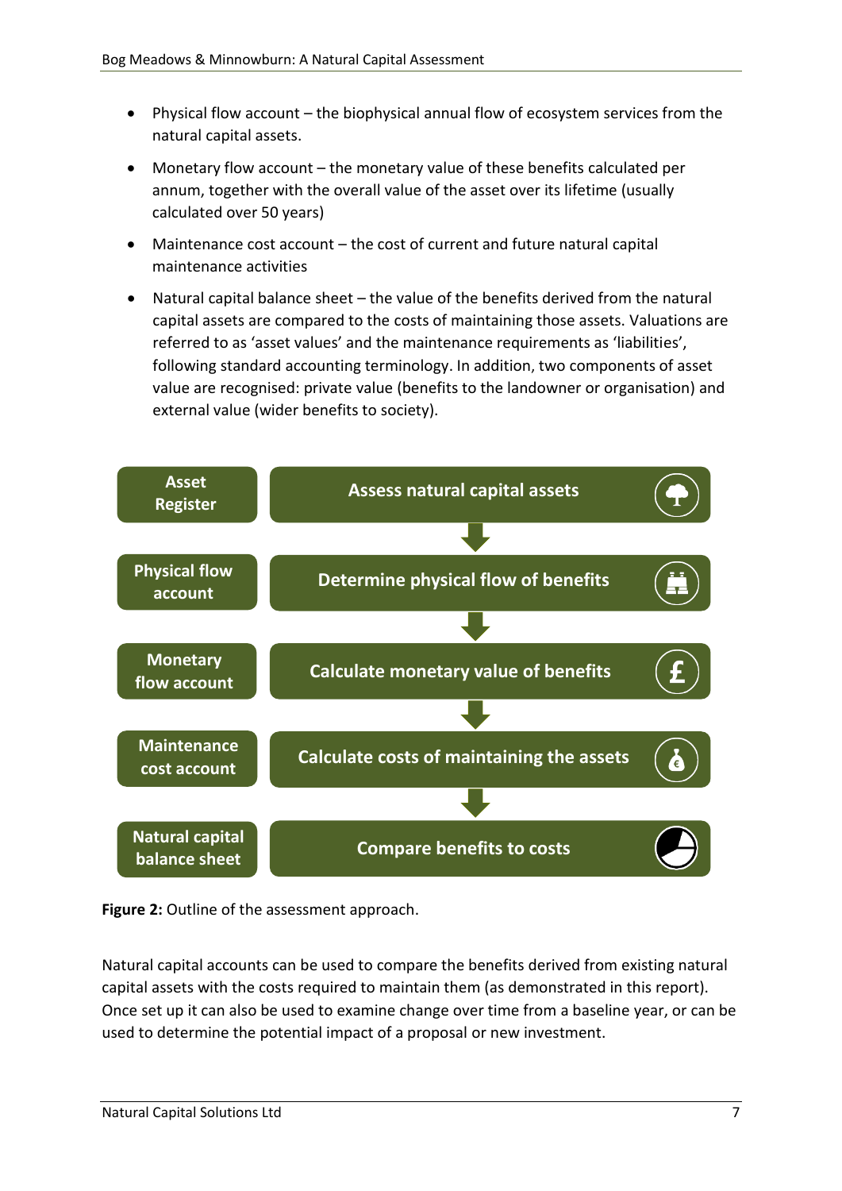- Physical flow account – the biophysical annual flow of ecosystem services from the natural capital assets.
- Monetary flow account – the monetary value of these benefits calculated per annum, together with the overall value of the asset over its lifetime (usually calculated over 50 years)
- Maintenance cost account – the cost of current and future natural capital maintenance activities
- Natural capital balance sheet – the value of the benefits derived from the natural capital assets are compared to the costs of maintaining those assets. Valuations are referred to as 'asset values' and the maintenance requirements as 'liabilities', following standard accounting terminology. In addition, two components of asset value are recognised: private value (benefits to the landowner or organisation) and external value (wider benefits to society).

| | |
|---|---|
| Asset Register | Assess natural capital assets |
| Physical flow account | Determine physical flow of benefits |
| Monetary flow account | Calculate monetary value of benefits |
| Maintenance cost account | Calculate costs of maintaining the assets |
| Natural capital balance sheet | Compare benefits to costs |

**Figure 2:** Outline of the assessment approach.

Natural capital accounts can be used to compare the benefits derived from existing natural capital assets with the costs required to maintain them (as demonstrated in this report). Once set up it can also be used to examine change over time from a baseline year, or can be used to determine the potential impact of a proposal or new investment.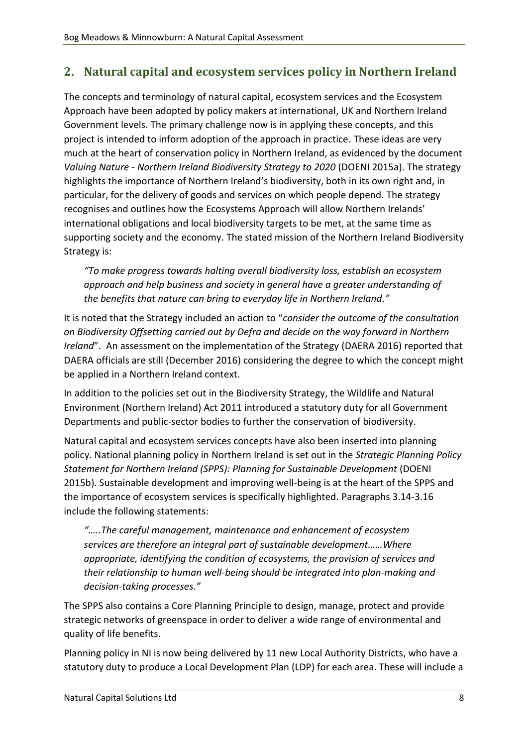## 2. Natural capital and ecosystem services policy in Northern Ireland

The concepts and terminology of natural capital, ecosystem services and the Ecosystem Approach have been adopted by policy makers at international, UK and Northern Ireland Government levels. The primary challenge now is in applying these concepts, and this project is intended to inform adoption of the approach in practice. These ideas are very much at the heart of conservation policy in Northern Ireland, as evidenced by the document *Valuing Nature - Northern Ireland Biodiversity Strategy to 2020* (DOENI 2015a). The strategy highlights the importance of Northern Ireland's biodiversity, both in its own right and, in particular, for the delivery of goods and services on which people depend. The strategy recognises and outlines how the Ecosystems Approach will allow Northern Irelands' international obligations and local biodiversity targets to be met, at the same time as supporting society and the economy. The stated mission of the Northern Ireland Biodiversity Strategy is:

> *"To make progress towards halting overall biodiversity loss, establish an ecosystem approach and help business and society in general have a greater understanding of the benefits that nature can bring to everyday life in Northern Ireland."*

It is noted that the Strategy included an action to "*consider the outcome of the consultation on Biodiversity Offsetting carried out by Defra and decide on the way forward in Northern Ireland*". An assessment on the implementation of the Strategy (DAERA 2016) reported that DAERA officials are still (December 2016) considering the degree to which the concept might be applied in a Northern Ireland context.

In addition to the policies set out in the Biodiversity Strategy, the Wildlife and Natural Environment (Northern Ireland) Act 2011 introduced a statutory duty for all Government Departments and public-sector bodies to further the conservation of biodiversity.

Natural capital and ecosystem services concepts have also been inserted into planning policy. National planning policy in Northern Ireland is set out in the *Strategic Planning Policy Statement for Northern Ireland (SPPS): Planning for Sustainable Development* (DOENI 2015b). Sustainable development and improving well-being is at the heart of the SPPS and the importance of ecosystem services is specifically highlighted. Paragraphs 3.14-3.16 include the following statements:

> *"…..The careful management, maintenance and enhancement of ecosystem services are therefore an integral part of sustainable development……Where appropriate, identifying the condition of ecosystems, the provision of services and their relationship to human well-being should be integrated into plan-making and decision-taking processes."*

The SPPS also contains a Core Planning Principle to design, manage, protect and provide strategic networks of greenspace in order to deliver a wide range of environmental and quality of life benefits.

Planning policy in NI is now being delivered by 11 new Local Authority Districts, who have a statutory duty to produce a Local Development Plan (LDP) for each area. These will include a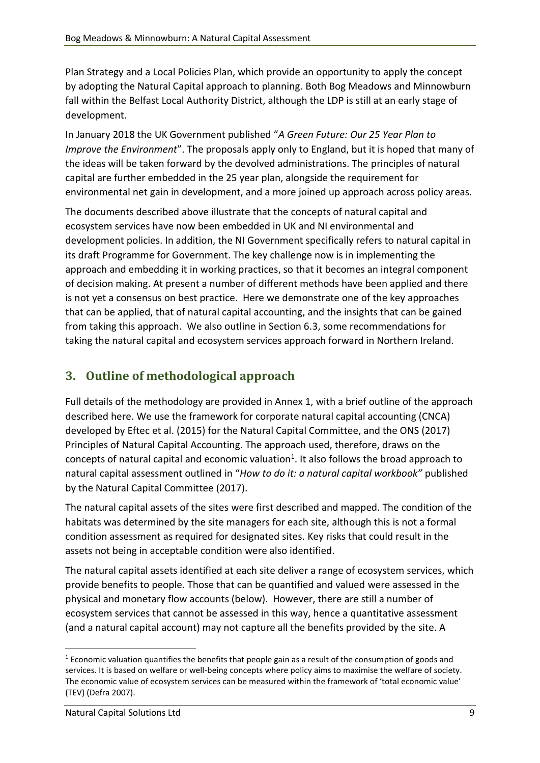Plan Strategy and a Local Policies Plan, which provide an opportunity to apply the concept by adopting the Natural Capital approach to planning. Both Bog Meadows and Minnowburn fall within the Belfast Local Authority District, although the LDP is still at an early stage of development.

In January 2018 the UK Government published "*A Green Future: Our 25 Year Plan to Improve the Environment*". The proposals apply only to England, but it is hoped that many of the ideas will be taken forward by the devolved administrations. The principles of natural capital are further embedded in the 25 year plan, alongside the requirement for environmental net gain in development, and a more joined up approach across policy areas.

The documents described above illustrate that the concepts of natural capital and ecosystem services have now been embedded in UK and NI environmental and development policies. In addition, the NI Government specifically refers to natural capital in its draft Programme for Government. The key challenge now is in implementing the approach and embedding it in working practices, so that it becomes an integral component of decision making. At present a number of different methods have been applied and there is not yet a consensus on best practice. Here we demonstrate one of the key approaches that can be applied, that of natural capital accounting, and the insights that can be gained from taking this approach. We also outline in Section 6.3, some recommendations for taking the natural capital and ecosystem services approach forward in Northern Ireland.

## 3. Outline of methodological approach

Full details of the methodology are provided in Annex 1, with a brief outline of the approach described here. We use the framework for corporate natural capital accounting (CNCA) developed by Eftec et al. (2015) for the Natural Capital Committee, and the ONS (2017) Principles of Natural Capital Accounting. The approach used, therefore, draws on the concepts of natural capital and economic valuation[1]. It also follows the broad approach to natural capital assessment outlined in "*How to do it: a natural capital workbook"* published by the Natural Capital Committee (2017).

The natural capital assets of the sites were first described and mapped. The condition of the habitats was determined by the site managers for each site, although this is not a formal condition assessment as required for designated sites. Key risks that could result in the assets not being in acceptable condition were also identified.

The natural capital assets identified at each site deliver a range of ecosystem services, which provide benefits to people. Those that can be quantified and valued were assessed in the physical and monetary flow accounts (below). However, there are still a number of ecosystem services that cannot be assessed in this way, hence a quantitative assessment (and a natural capital account) may not capture all the benefits provided by the site. A

[1] Economic valuation quantifies the benefits that people gain as a result of the consumption of goods and services. It is based on welfare or well-being concepts where policy aims to maximise the welfare of society. The economic value of ecosystem services can be measured within the framework of 'total economic value' (TEV) (Defra 2007).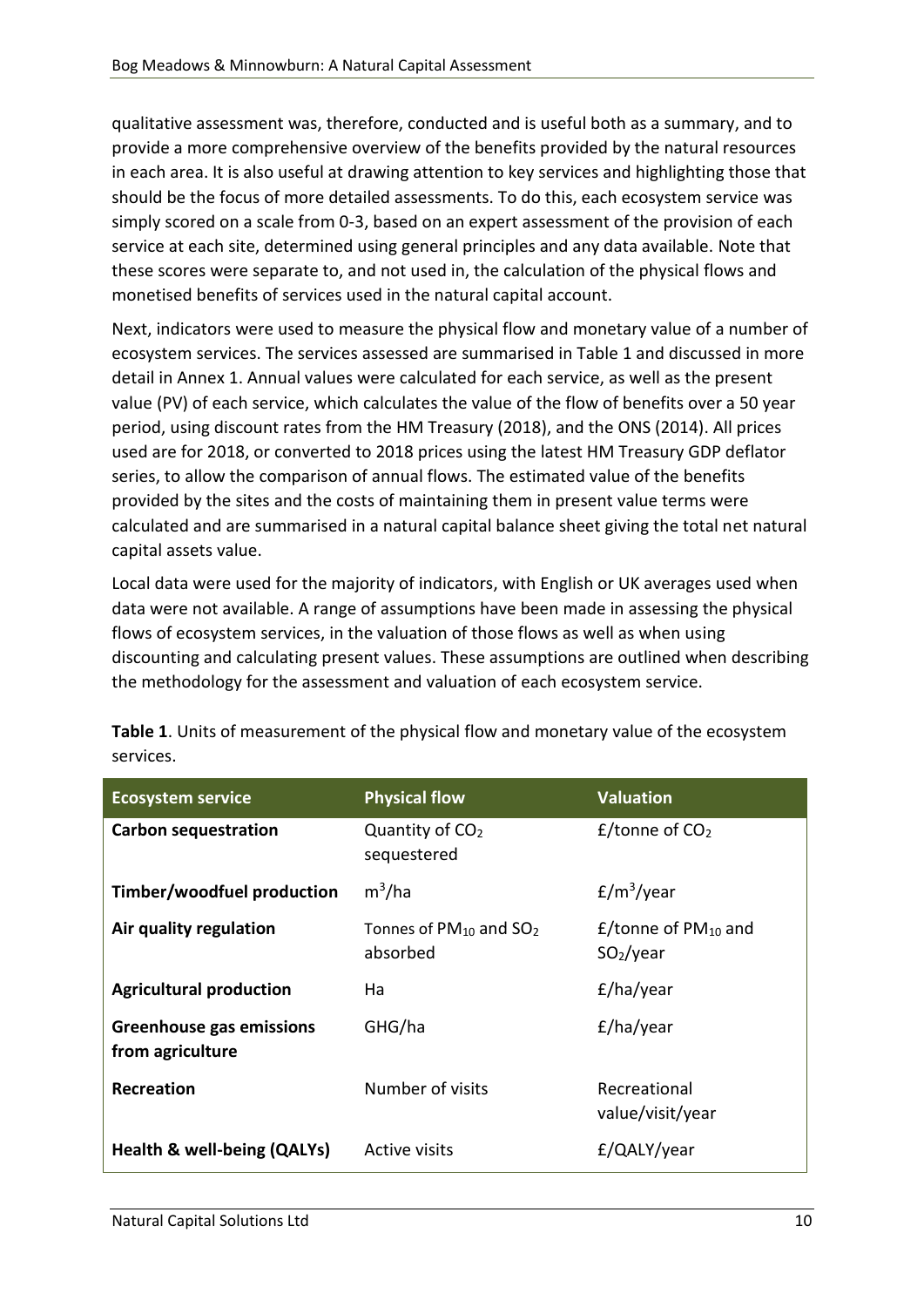qualitative assessment was, therefore, conducted and is useful both as a summary, and to provide a more comprehensive overview of the benefits provided by the natural resources in each area. It is also useful at drawing attention to key services and highlighting those that should be the focus of more detailed assessments. To do this, each ecosystem service was simply scored on a scale from 0-3, based on an expert assessment of the provision of each service at each site, determined using general principles and any data available. Note that these scores were separate to, and not used in, the calculation of the physical flows and monetised benefits of services used in the natural capital account.

Next, indicators were used to measure the physical flow and monetary value of a number of ecosystem services. The services assessed are summarised in Table 1 and discussed in more detail in Annex 1. Annual values were calculated for each service, as well as the present value (PV) of each service, which calculates the value of the flow of benefits over a 50 year period, using discount rates from the HM Treasury (2018), and the ONS (2014). All prices used are for 2018, or converted to 2018 prices using the latest HM Treasury GDP deflator series, to allow the comparison of annual flows. The estimated value of the benefits provided by the sites and the costs of maintaining them in present value terms were calculated and are summarised in a natural capital balance sheet giving the total net natural capital assets value.

Local data were used for the majority of indicators, with English or UK averages used when data were not available. A range of assumptions have been made in assessing the physical flows of ecosystem services, in the valuation of those flows as well as when using discounting and calculating present values. These assumptions are outlined when describing the methodology for the assessment and valuation of each ecosystem service.

**Table 1**. Units of measurement of the physical flow and monetary value of the ecosystem services.

| Ecosystem service | Physical flow | Valuation |
|---|---|---|
| **Carbon sequestration** | Quantity of $CO_2$ sequestered | £/tonne of $CO_2$ |
| **Timber/woodfuel production** | $m^3$/ha | £/$m^3$/year |
| **Air quality regulation** | Tonnes of $PM_{10}$ and $SO_2$ absorbed | £/tonne of $PM_{10}$ and $SO_2$/year |
| **Agricultural production** | Ha | £/ha/year |
| **Greenhouse gas emissions from agriculture** | GHG/ha | £/ha/year |
| **Recreation** | Number of visits | Recreational value/visit/year |
| **Health & well-being (QALYs)** | Active visits | £/QALY/year |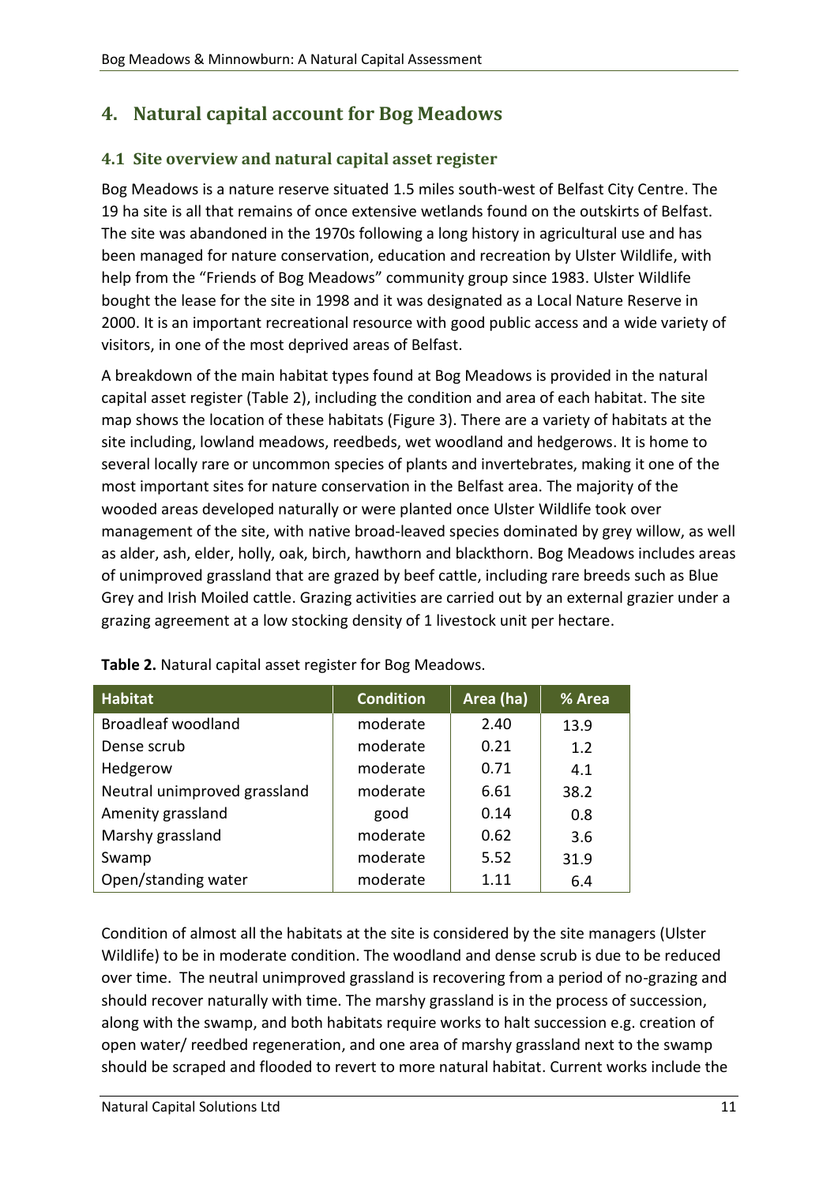# 4. Natural capital account for Bog Meadows

## 4.1 Site overview and natural capital asset register

Bog Meadows is a nature reserve situated 1.5 miles south-west of Belfast City Centre. The 19 ha site is all that remains of once extensive wetlands found on the outskirts of Belfast. The site was abandoned in the 1970s following a long history in agricultural use and has been managed for nature conservation, education and recreation by Ulster Wildlife, with help from the "Friends of Bog Meadows" community group since 1983. Ulster Wildlife bought the lease for the site in 1998 and it was designated as a Local Nature Reserve in 2000. It is an important recreational resource with good public access and a wide variety of visitors, in one of the most deprived areas of Belfast.

A breakdown of the main habitat types found at Bog Meadows is provided in the natural capital asset register (Table 2), including the condition and area of each habitat. The site map shows the location of these habitats (Figure 3). There are a variety of habitats at the site including, lowland meadows, reedbeds, wet woodland and hedgerows. It is home to several locally rare or uncommon species of plants and invertebrates, making it one of the most important sites for nature conservation in the Belfast area. The majority of the wooded areas developed naturally or were planted once Ulster Wildlife took over management of the site, with native broad-leaved species dominated by grey willow, as well as alder, ash, elder, holly, oak, birch, hawthorn and blackthorn. Bog Meadows includes areas of unimproved grassland that are grazed by beef cattle, including rare breeds such as Blue Grey and Irish Moiled cattle. Grazing activities are carried out by an external grazier under a grazing agreement at a low stocking density of 1 livestock unit per hectare.

**Table 2.** Natural capital asset register for Bog Meadows.

| Habitat | Condition | Area (ha) | % Area |
|---|---|---|---|
| Broadleaf woodland | moderate | 2.40 | 13.9 |
| Dense scrub | moderate | 0.21 | 1.2 |
| Hedgerow | moderate | 0.71 | 4.1 |
| Neutral unimproved grassland | moderate | 6.61 | 38.2 |
| Amenity grassland | good | 0.14 | 0.8 |
| Marshy grassland | moderate | 0.62 | 3.6 |
| Swamp | moderate | 5.52 | 31.9 |
| Open/standing water | moderate | 1.11 | 6.4 |

Condition of almost all the habitats at the site is considered by the site managers (Ulster Wildlife) to be in moderate condition. The woodland and dense scrub is due to be reduced over time. The neutral unimproved grassland is recovering from a period of no-grazing and should recover naturally with time. The marshy grassland is in the process of succession, along with the swamp, and both habitats require works to halt succession e.g. creation of open water/ reedbed regeneration, and one area of marshy grassland next to the swamp should be scraped and flooded to revert to more natural habitat. Current works include the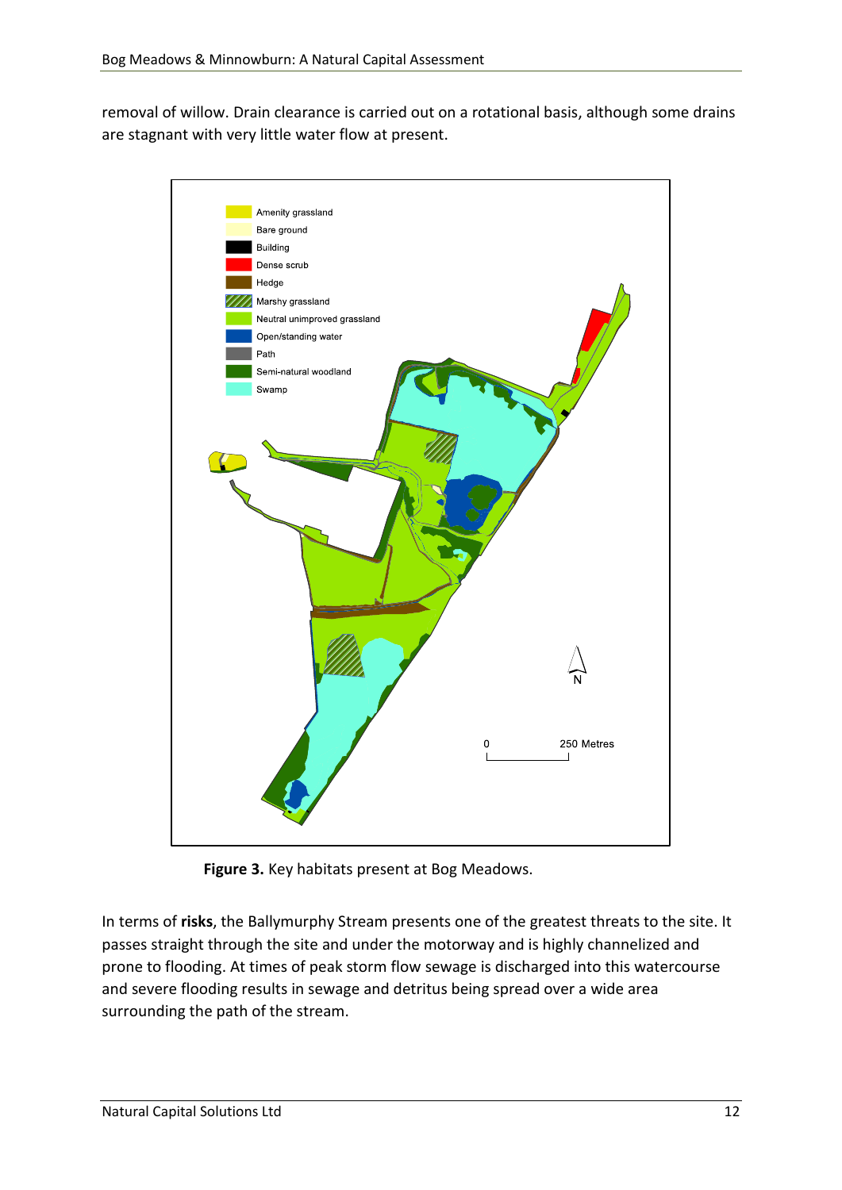removal of willow. Drain clearance is carried out on a rotational basis, although some drains are stagnant with very little water flow at present.

**Figure 3.** Key habitats present at Bog Meadows.

In terms of **risks**, the Ballymurphy Stream presents one of the greatest threats to the site. It passes straight through the site and under the motorway and is highly channelized and prone to flooding. At times of peak storm flow sewage is discharged into this watercourse and severe flooding results in sewage and detritus being spread over a wide area surrounding the path of the stream.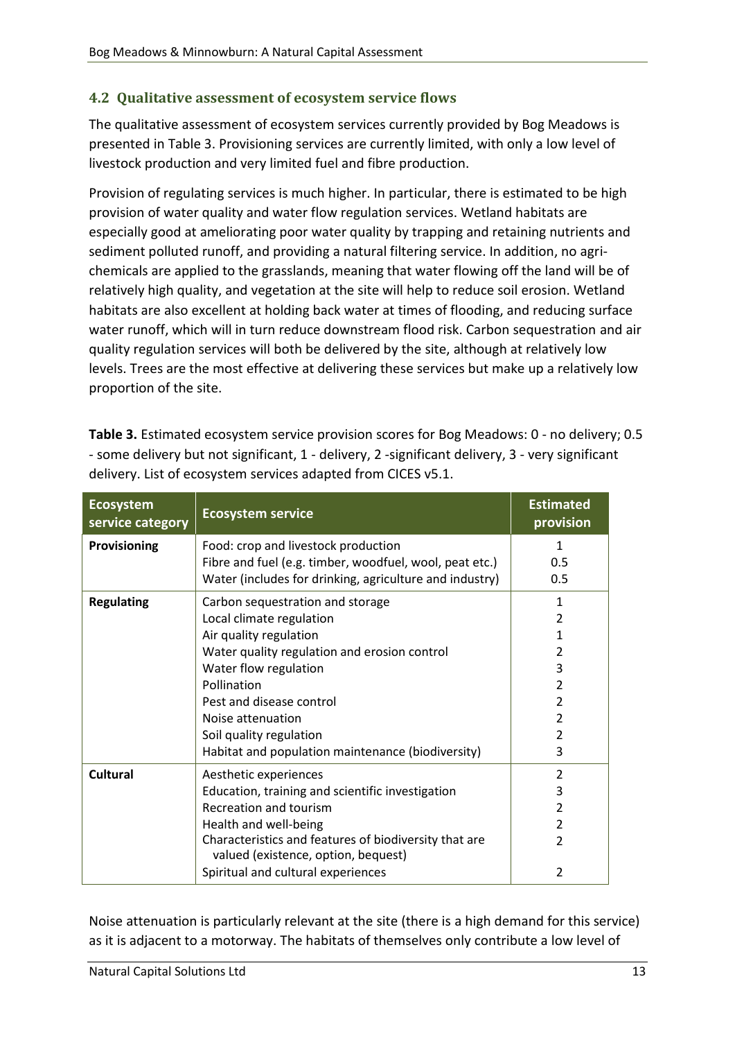### 4.2 Qualitative assessment of ecosystem service flows

The qualitative assessment of ecosystem services currently provided by Bog Meadows is presented in Table 3. Provisioning services are currently limited, with only a low level of livestock production and very limited fuel and fibre production.

Provision of regulating services is much higher. In particular, there is estimated to be high provision of water quality and water flow regulation services. Wetland habitats are especially good at ameliorating poor water quality by trapping and retaining nutrients and sediment polluted runoff, and providing a natural filtering service. In addition, no agri-chemicals are applied to the grasslands, meaning that water flowing off the land will be of relatively high quality, and vegetation at the site will help to reduce soil erosion. Wetland habitats are also excellent at holding back water at times of flooding, and reducing surface water runoff, which will in turn reduce downstream flood risk. Carbon sequestration and air quality regulation services will both be delivered by the site, although at relatively low levels. Trees are the most effective at delivering these services but make up a relatively low proportion of the site.

**Table 3.** Estimated ecosystem service provision scores for Bog Meadows: 0 - no delivery; 0.5 - some delivery but not significant, 1 - delivery, 2 -significant delivery, 3 - very significant delivery. List of ecosystem services adapted from CICES v5.1.

| Ecosystem service category | Ecosystem service | Estimated provision |
|---|---|---|
| **Provisioning** | Food: crop and livestock production | 1 |
| | Fibre and fuel (e.g. timber, woodfuel, wool, peat etc.) | 0.5 |
| | Water (includes for drinking, agriculture and industry) | 0.5 |
| **Regulating** | Carbon sequestration and storage | 1 |
| | Local climate regulation | 2 |
| | Air quality regulation | 1 |
| | Water quality regulation and erosion control | 2 |
| | Water flow regulation | 3 |
| | Pollination | 2 |
| | Pest and disease control | 2 |
| | Noise attenuation | 2 |
| | Soil quality regulation | 2 |
| | Habitat and population maintenance (biodiversity) | 3 |
| **Cultural** | Aesthetic experiences | 2 |
| | Education, training and scientific investigation | 3 |
| | Recreation and tourism | 2 |
| | Health and well-being | 2 |
| | Characteristics and features of biodiversity that are valued (existence, option, bequest) | 2 |
| | Spiritual and cultural experiences | 2 |

Noise attenuation is particularly relevant at the site (there is a high demand for this service) as it is adjacent to a motorway. The habitats of themselves only contribute a low level of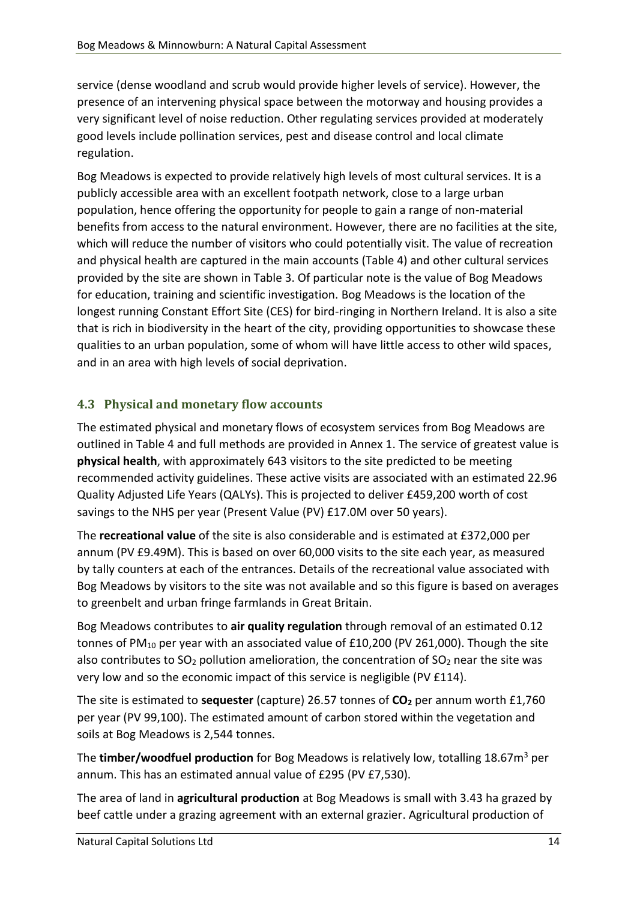service (dense woodland and scrub would provide higher levels of service). However, the presence of an intervening physical space between the motorway and housing provides a very significant level of noise reduction. Other regulating services provided at moderately good levels include pollination services, pest and disease control and local climate regulation.

Bog Meadows is expected to provide relatively high levels of most cultural services. It is a publicly accessible area with an excellent footpath network, close to a large urban population, hence offering the opportunity for people to gain a range of non-material benefits from access to the natural environment. However, there are no facilities at the site, which will reduce the number of visitors who could potentially visit. The value of recreation and physical health are captured in the main accounts (Table 4) and other cultural services provided by the site are shown in Table 3. Of particular note is the value of Bog Meadows for education, training and scientific investigation. Bog Meadows is the location of the longest running Constant Effort Site (CES) for bird-ringing in Northern Ireland. It is also a site that is rich in biodiversity in the heart of the city, providing opportunities to showcase these qualities to an urban population, some of whom will have little access to other wild spaces, and in an area with high levels of social deprivation.

## 4.3 Physical and monetary flow accounts

The estimated physical and monetary flows of ecosystem services from Bog Meadows are outlined in Table 4 and full methods are provided in Annex 1. The service of greatest value is **physical health**, with approximately 643 visitors to the site predicted to be meeting recommended activity guidelines. These active visits are associated with an estimated 22.96 Quality Adjusted Life Years (QALYs). This is projected to deliver £459,200 worth of cost savings to the NHS per year (Present Value (PV) £17.0M over 50 years).

The **recreational value** of the site is also considerable and is estimated at £372,000 per annum (PV £9.49M). This is based on over 60,000 visits to the site each year, as measured by tally counters at each of the entrances. Details of the recreational value associated with Bog Meadows by visitors to the site was not available and so this figure is based on averages to greenbelt and urban fringe farmlands in Great Britain.

Bog Meadows contributes to **air quality regulation** through removal of an estimated 0.12 tonnes of $PM_{10}$ per year with an associated value of £10,200 (PV 261,000). Though the site also contributes to $SO_2$ pollution amelioration, the concentration of $SO_2$ near the site was very low and so the economic impact of this service is negligible (PV £114).

The site is estimated to **sequester** (capture) 26.57 tonnes of **$CO_2$** per annum worth £1,760 per year (PV 99,100). The estimated amount of carbon stored within the vegetation and soils at Bog Meadows is 2,544 tonnes.

The **timber/woodfuel production** for Bog Meadows is relatively low, totalling 18.67m$^3$ per annum. This has an estimated annual value of £295 (PV £7,530).

The area of land in **agricultural production** at Bog Meadows is small with 3.43 ha grazed by beef cattle under a grazing agreement with an external grazier. Agricultural production of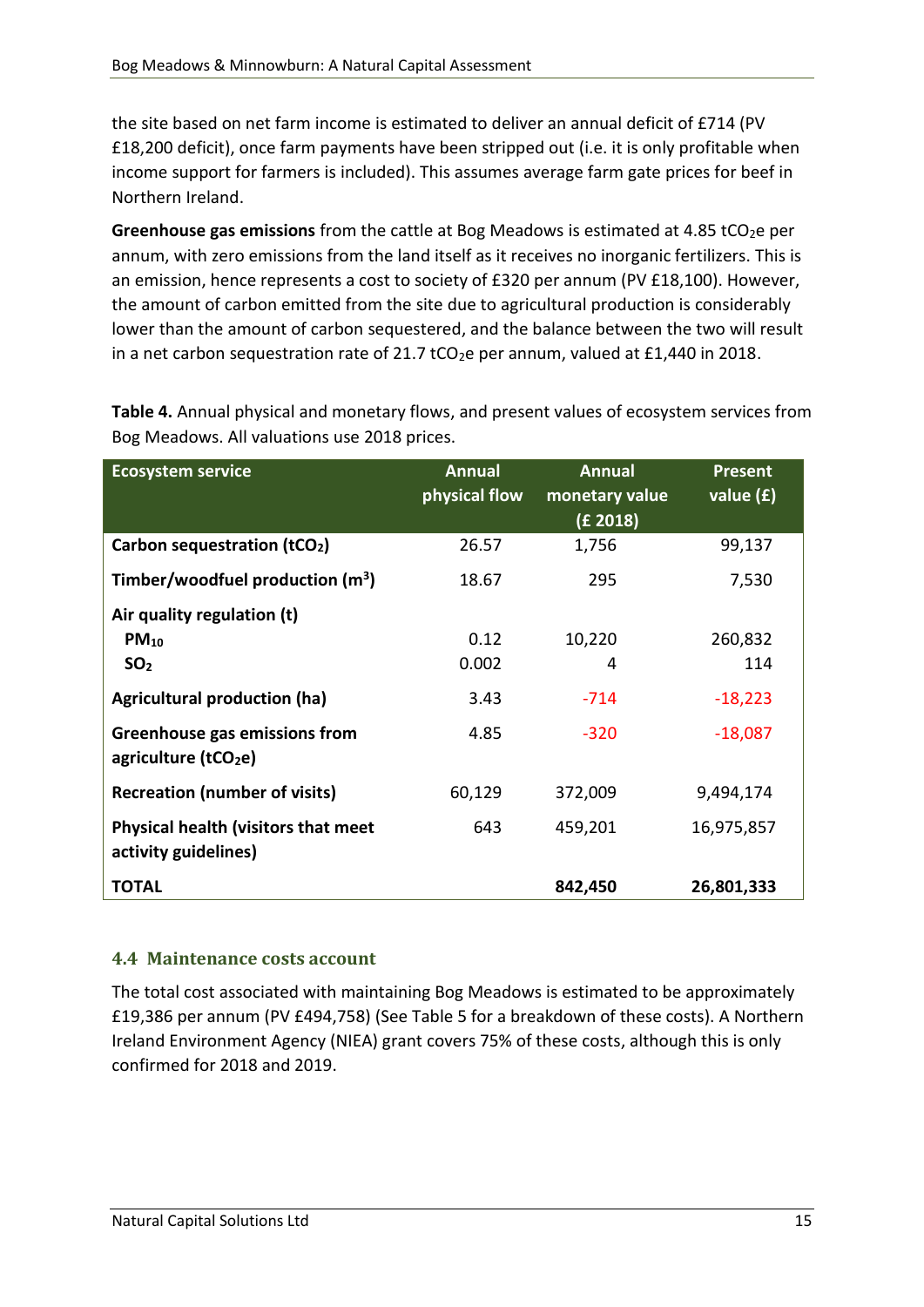the site based on net farm income is estimated to deliver an annual deficit of £714 (PV £18,200 deficit), once farm payments have been stripped out (i.e. it is only profitable when income support for farmers is included). This assumes average farm gate prices for beef in Northern Ireland.

**Greenhouse gas emissions** from the cattle at Bog Meadows is estimated at 4.85 $tCO_2e$ per annum, with zero emissions from the land itself as it receives no inorganic fertilizers. This is an emission, hence represents a cost to society of £320 per annum (PV £18,100). However, the amount of carbon emitted from the site due to agricultural production is considerably lower than the amount of carbon sequestered, and the balance between the two will result in a net carbon sequestration rate of 21.7 $tCO_2e$ per annum, valued at £1,440 in 2018.

**Table 4.** Annual physical and monetary flows, and present values of ecosystem services from Bog Meadows. All valuations use 2018 prices.

| Ecosystem service | Annual physical flow | Annual monetary value (£ 2018) | Present value (£) |
|---|---|---|---|
| **Carbon sequestration ($tCO_2$)** | 26.57 | 1,756 | 99,137 |
| **Timber/woodfuel production ($m^3$)** | 18.67 | 295 | 7,530 |
| **Air quality regulation (t)** | | | |
| **$PM_{10}$** | 0.12 | 10,220 | 260,832 |
| **$SO_2$** | 0.002 | 4 | 114 |
| **Agricultural production (ha)** | 3.43 | -714 | -18,223 |
| **Greenhouse gas emissions from agriculture ($tCO_2e$)** | 4.85 | -320 | -18,087 |
| **Recreation (number of visits)** | 60,129 | 372,009 | 9,494,174 |
| **Physical health (visitors that meet activity guidelines)** | 643 | 459,201 | 16,975,857 |
| **TOTAL** | | **842,450** | **26,801,333** |

### 4.4 Maintenance costs account

The total cost associated with maintaining Bog Meadows is estimated to be approximately £19,386 per annum (PV £494,758) (See Table 5 for a breakdown of these costs). A Northern Ireland Environment Agency (NIEA) grant covers 75% of these costs, although this is only confirmed for 2018 and 2019.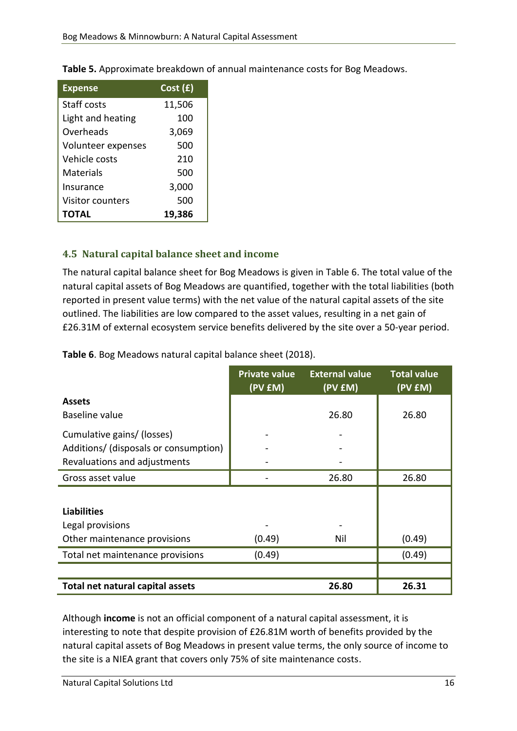**Table 5.** Approximate breakdown of annual maintenance costs for Bog Meadows.

| Expense | Cost (£) |
| --- | --- |
| Staff costs | 11,506 |
| Light and heating | 100 |
| Overheads | 3,069 |
| Volunteer expenses | 500 |
| Vehicle costs | 210 |
| Materials | 500 |
| Insurance | 3,000 |
| Visitor counters | 500 |
| **TOTAL** | **19,386** |

### 4.5 Natural capital balance sheet and income

The natural capital balance sheet for Bog Meadows is given in Table 6. The total value of the natural capital assets of Bog Meadows are quantified, together with the total liabilities (both reported in present value terms) with the net value of the natural capital assets of the site outlined. The liabilities are low compared to the asset values, resulting in a net gain of £26.31M of external ecosystem service benefits delivered by the site over a 50-year period.

**Table 6**. Bog Meadows natural capital balance sheet (2018).

| | Private value (PV £M) | External value (PV £M) | Total value (PV £M) |
| --- | --- | --- | --- |
| **Assets** | | | |
| Baseline value | | 26.80 | 26.80 |
| Cumulative gains/ (losses) | - | - | |
| Additions/ (disposals or consumption) | - | - | |
| Revaluations and adjustments | - | - | |
| Gross asset value | - | 26.80 | 26.80 |
| | | | |
| **Liabilities** | | | |
| Legal provisions | - | - | |
| Other maintenance provisions | (0.49) | Nil | (0.49) |
| Total net maintenance provisions | (0.49) | | (0.49) |
| | | | |
| **Total net natural capital assets** | | **26.80** | **26.31** |

Although **income** is not an official component of a natural capital assessment, it is interesting to note that despite provision of £26.81M worth of benefits provided by the natural capital assets of Bog Meadows in present value terms, the only source of income to the site is a NIEA grant that covers only 75% of site maintenance costs.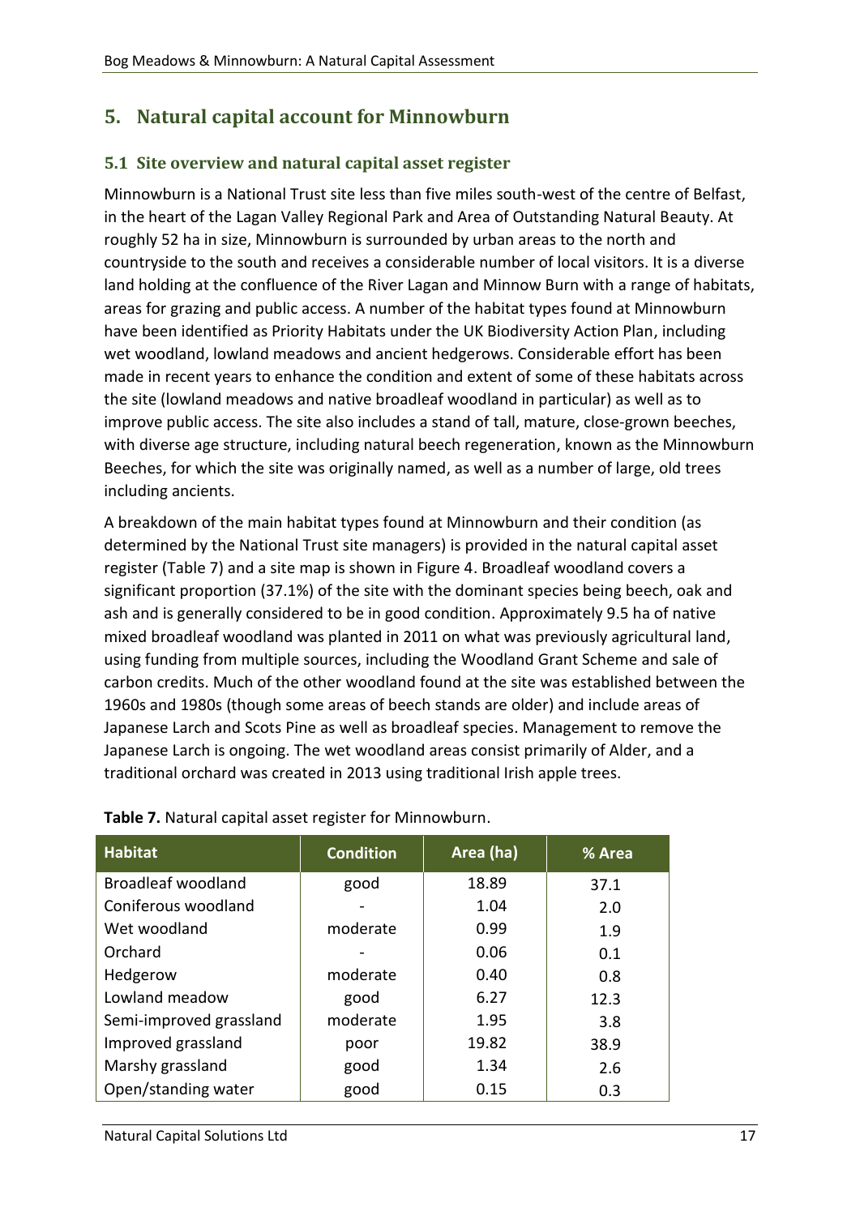## 5. Natural capital account for Minnowburn

### 5.1 Site overview and natural capital asset register

Minnowburn is a National Trust site less than five miles south-west of the centre of Belfast, in the heart of the Lagan Valley Regional Park and Area of Outstanding Natural Beauty. At roughly 52 ha in size, Minnowburn is surrounded by urban areas to the north and countryside to the south and receives a considerable number of local visitors. It is a diverse land holding at the confluence of the River Lagan and Minnow Burn with a range of habitats, areas for grazing and public access. A number of the habitat types found at Minnowburn have been identified as Priority Habitats under the UK Biodiversity Action Plan, including wet woodland, lowland meadows and ancient hedgerows. Considerable effort has been made in recent years to enhance the condition and extent of some of these habitats across the site (lowland meadows and native broadleaf woodland in particular) as well as to improve public access. The site also includes a stand of tall, mature, close-grown beeches, with diverse age structure, including natural beech regeneration, known as the Minnowburn Beeches, for which the site was originally named, as well as a number of large, old trees including ancients.

A breakdown of the main habitat types found at Minnowburn and their condition (as determined by the National Trust site managers) is provided in the natural capital asset register (Table 7) and a site map is shown in Figure 4. Broadleaf woodland covers a significant proportion (37.1%) of the site with the dominant species being beech, oak and ash and is generally considered to be in good condition. Approximately 9.5 ha of native mixed broadleaf woodland was planted in 2011 on what was previously agricultural land, using funding from multiple sources, including the Woodland Grant Scheme and sale of carbon credits. Much of the other woodland found at the site was established between the 1960s and 1980s (though some areas of beech stands are older) and include areas of Japanese Larch and Scots Pine as well as broadleaf species. Management to remove the Japanese Larch is ongoing. The wet woodland areas consist primarily of Alder, and a traditional orchard was created in 2013 using traditional Irish apple trees.

**Table 7.** Natural capital asset register for Minnowburn.

| Habitat | Condition | Area (ha) | % Area |
|---|---|---|---|
| Broadleaf woodland | good | 18.89 | 37.1 |
| Coniferous woodland | - | 1.04 | 2.0 |
| Wet woodland | moderate | 0.99 | 1.9 |
| Orchard | - | 0.06 | 0.1 |
| Hedgerow | moderate | 0.40 | 0.8 |
| Lowland meadow | good | 6.27 | 12.3 |
| Semi-improved grassland | moderate | 1.95 | 3.8 |
| Improved grassland | poor | 19.82 | 38.9 |
| Marshy grassland | good | 1.34 | 2.6 |
| Open/standing water | good | 0.15 | 0.3 |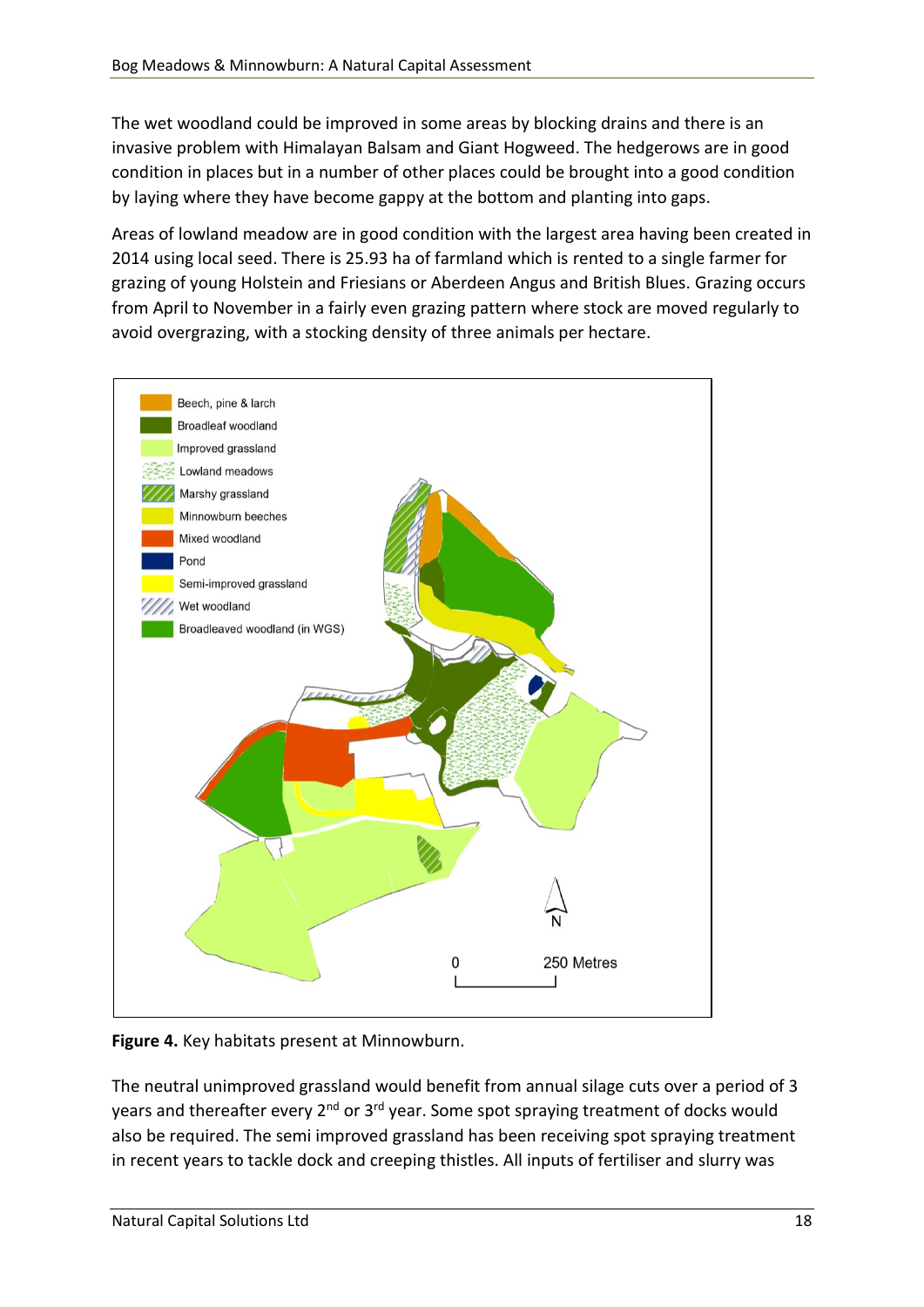The wet woodland could be improved in some areas by blocking drains and there is an invasive problem with Himalayan Balsam and Giant Hogweed. The hedgerows are in good condition in places but in a number of other places could be brought into a good condition by laying where they have become gappy at the bottom and planting into gaps.

Areas of lowland meadow are in good condition with the largest area having been created in 2014 using local seed. There is 25.93 ha of farmland which is rented to a single farmer for grazing of young Holstein and Friesians or Aberdeen Angus and British Blues. Grazing occurs from April to November in a fairly even grazing pattern where stock are moved regularly to avoid overgrazing, with a stocking density of three animals per hectare.

**Figure 4.** Key habitats present at Minnowburn.

The neutral unimproved grassland would benefit from annual silage cuts over a period of 3 years and thereafter every 2nd or 3rd year. Some spot spraying treatment of docks would also be required. The semi improved grassland has been receiving spot spraying treatment in recent years to tackle dock and creeping thistles. All inputs of fertiliser and slurry was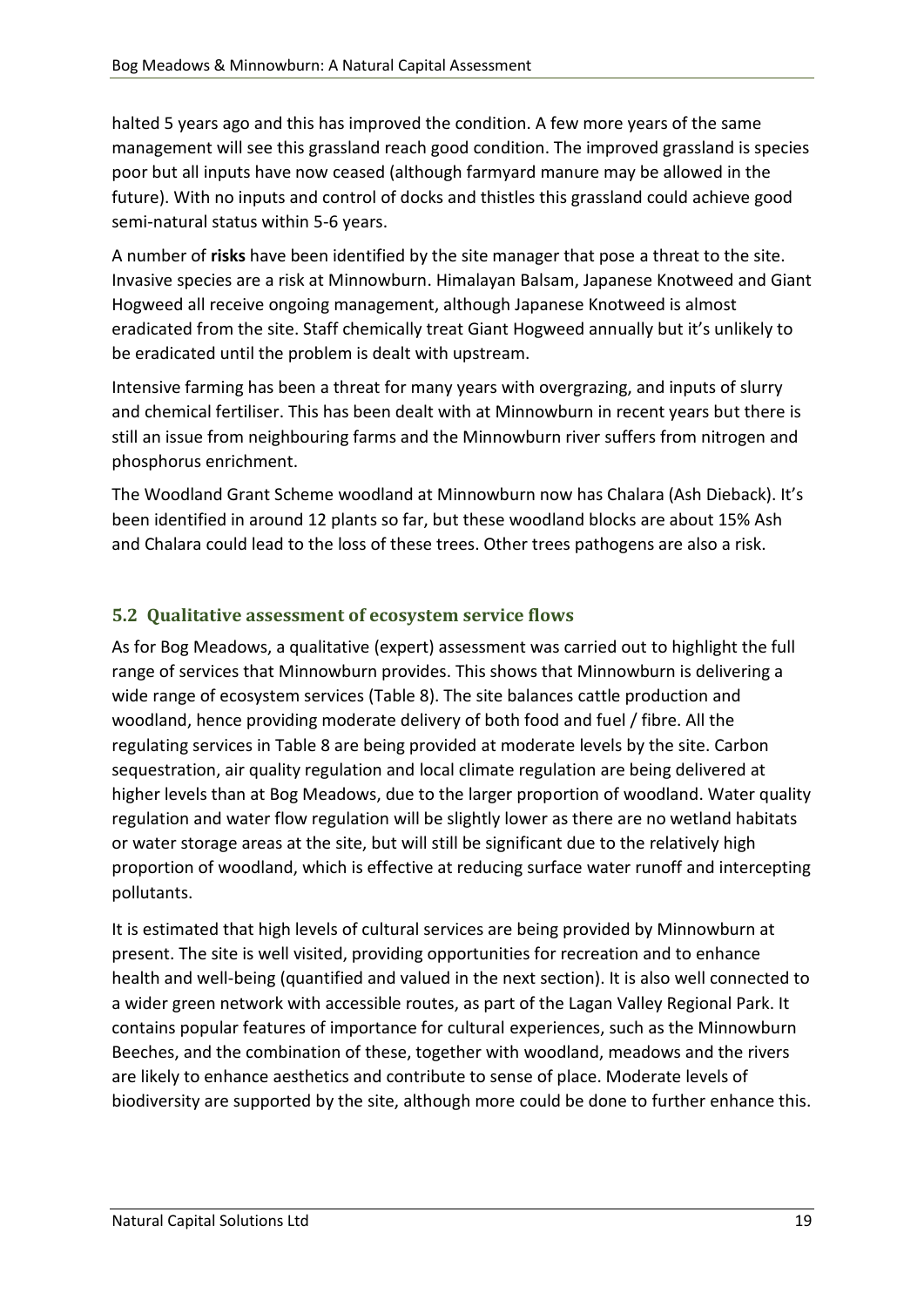halted 5 years ago and this has improved the condition. A few more years of the same management will see this grassland reach good condition. The improved grassland is species poor but all inputs have now ceased (although farmyard manure may be allowed in the future). With no inputs and control of docks and thistles this grassland could achieve good semi-natural status within 5-6 years.

A number of **risks** have been identified by the site manager that pose a threat to the site. Invasive species are a risk at Minnowburn. Himalayan Balsam, Japanese Knotweed and Giant Hogweed all receive ongoing management, although Japanese Knotweed is almost eradicated from the site. Staff chemically treat Giant Hogweed annually but it's unlikely to be eradicated until the problem is dealt with upstream.

Intensive farming has been a threat for many years with overgrazing, and inputs of slurry and chemical fertiliser. This has been dealt with at Minnowburn in recent years but there is still an issue from neighbouring farms and the Minnowburn river suffers from nitrogen and phosphorus enrichment.

The Woodland Grant Scheme woodland at Minnowburn now has Chalara (Ash Dieback). It's been identified in around 12 plants so far, but these woodland blocks are about 15% Ash and Chalara could lead to the loss of these trees. Other trees pathogens are also a risk.

## 5.2 Qualitative assessment of ecosystem service flows

As for Bog Meadows, a qualitative (expert) assessment was carried out to highlight the full range of services that Minnowburn provides. This shows that Minnowburn is delivering a wide range of ecosystem services (Table 8). The site balances cattle production and woodland, hence providing moderate delivery of both food and fuel / fibre. All the regulating services in Table 8 are being provided at moderate levels by the site. Carbon sequestration, air quality regulation and local climate regulation are being delivered at higher levels than at Bog Meadows, due to the larger proportion of woodland. Water quality regulation and water flow regulation will be slightly lower as there are no wetland habitats or water storage areas at the site, but will still be significant due to the relatively high proportion of woodland, which is effective at reducing surface water runoff and intercepting pollutants.

It is estimated that high levels of cultural services are being provided by Minnowburn at present. The site is well visited, providing opportunities for recreation and to enhance health and well-being (quantified and valued in the next section). It is also well connected to a wider green network with accessible routes, as part of the Lagan Valley Regional Park. It contains popular features of importance for cultural experiences, such as the Minnowburn Beeches, and the combination of these, together with woodland, meadows and the rivers are likely to enhance aesthetics and contribute to sense of place. Moderate levels of biodiversity are supported by the site, although more could be done to further enhance this.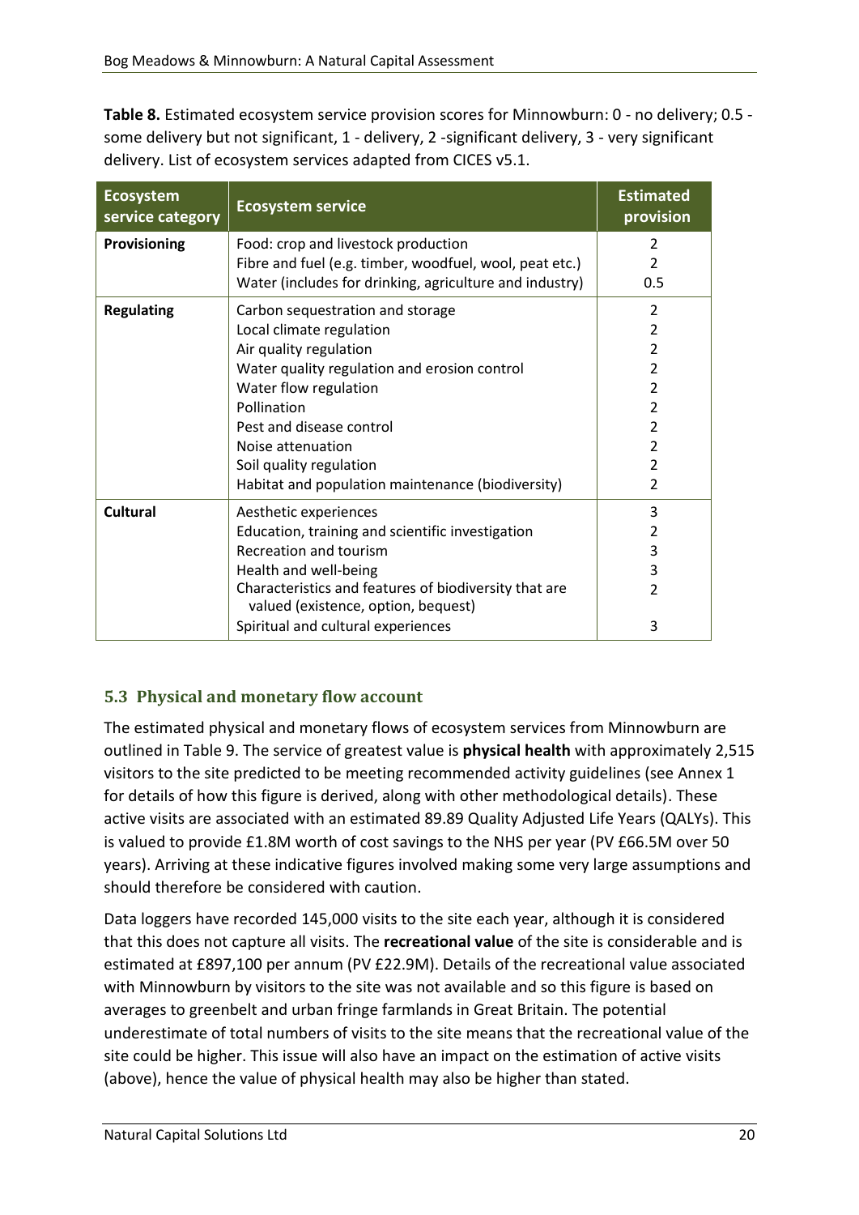**Table 8.** Estimated ecosystem service provision scores for Minnowburn: 0 - no delivery; 0.5 - some delivery but not significant, 1 - delivery, 2 -significant delivery, 3 - very significant delivery. List of ecosystem services adapted from CICES v5.1.

| Ecosystem service category | Ecosystem service | Estimated provision |
|---|---|---|
| **Provisioning** | Food: crop and livestock production | 2 |
| | Fibre and fuel (e.g. timber, woodfuel, wool, peat etc.) | 2 |
| | Water (includes for drinking, agriculture and industry) | 0.5 |
| **Regulating** | Carbon sequestration and storage | 2 |
| | Local climate regulation | 2 |
| | Air quality regulation | 2 |
| | Water quality regulation and erosion control | 2 |
| | Water flow regulation | 2 |
| | Pollination | 2 |
| | Pest and disease control | 2 |
| | Noise attenuation | 2 |
| | Soil quality regulation | 2 |
| | Habitat and population maintenance (biodiversity) | 2 |
| **Cultural** | Aesthetic experiences | 3 |
| | Education, training and scientific investigation | 2 |
| | Recreation and tourism | 3 |
| | Health and well-being | 3 |
| | Characteristics and features of biodiversity that are valued (existence, option, bequest) | 2 |
| | Spiritual and cultural experiences | 3 |

## 5.3 Physical and monetary flow account

The estimated physical and monetary flows of ecosystem services from Minnowburn are outlined in Table 9. The service of greatest value is **physical health** with approximately 2,515 visitors to the site predicted to be meeting recommended activity guidelines (see Annex 1 for details of how this figure is derived, along with other methodological details). These active visits are associated with an estimated 89.89 Quality Adjusted Life Years (QALYs). This is valued to provide £1.8M worth of cost savings to the NHS per year (PV £66.5M over 50 years). Arriving at these indicative figures involved making some very large assumptions and should therefore be considered with caution.

Data loggers have recorded 145,000 visits to the site each year, although it is considered that this does not capture all visits. The **recreational value** of the site is considerable and is estimated at £897,100 per annum (PV £22.9M). Details of the recreational value associated with Minnowburn by visitors to the site was not available and so this figure is based on averages to greenbelt and urban fringe farmlands in Great Britain. The potential underestimate of total numbers of visits to the site means that the recreational value of the site could be higher. This issue will also have an impact on the estimation of active visits (above), hence the value of physical health may also be higher than stated.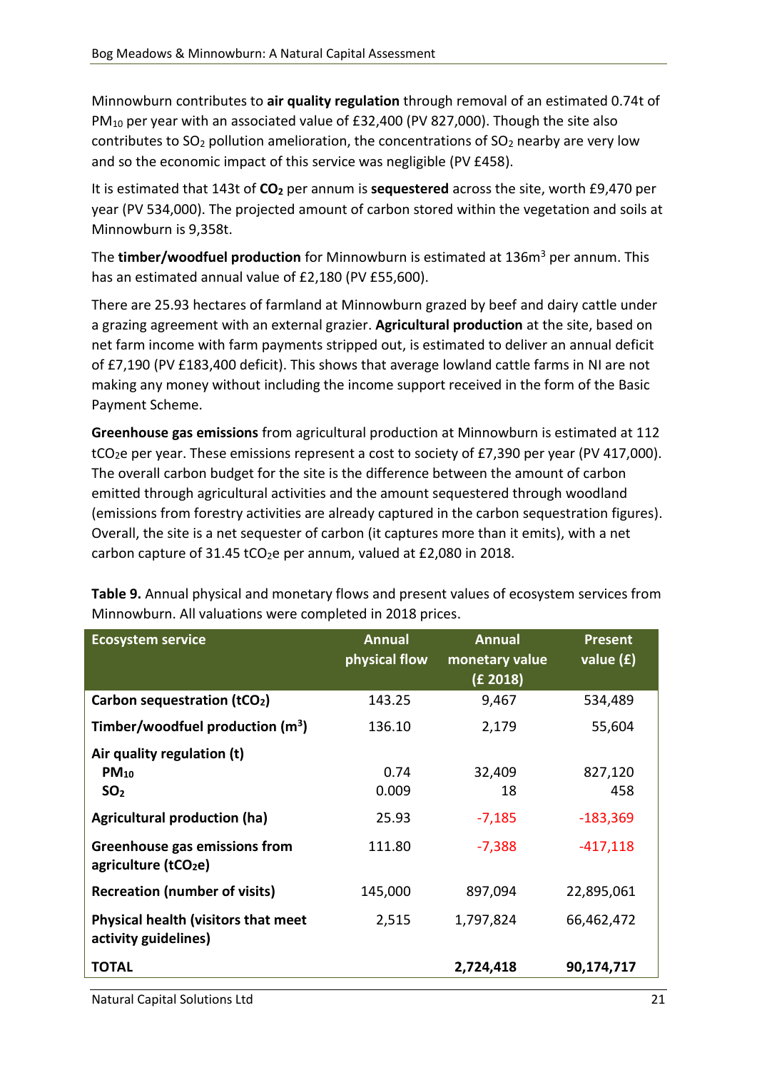Minnowburn contributes to **air quality regulation** through removal of an estimated 0.74t of $PM_{10}$ per year with an associated value of £32,400 (PV 827,000). Though the site also contributes to $SO_2$ pollution amelioration, the concentrations of $SO_2$ nearby are very low and so the economic impact of this service was negligible (PV £458).

It is estimated that 143t of **$CO_2$** per annum is **sequestered** across the site, worth £9,470 per year (PV 534,000). The projected amount of carbon stored within the vegetation and soils at Minnowburn is 9,358t.

The **timber/woodfuel production** for Minnowburn is estimated at 136m$^3$ per annum. This has an estimated annual value of £2,180 (PV £55,600).

There are 25.93 hectares of farmland at Minnowburn grazed by beef and dairy cattle under a grazing agreement with an external grazier. **Agricultural production** at the site, based on net farm income with farm payments stripped out, is estimated to deliver an annual deficit of £7,190 (PV £183,400 deficit). This shows that average lowland cattle farms in NI are not making any money without including the income support received in the form of the Basic Payment Scheme.

**Greenhouse gas emissions** from agricultural production at Minnowburn is estimated at 112 $tCO_2e$ per year. These emissions represent a cost to society of £7,390 per year (PV 417,000). The overall carbon budget for the site is the difference between the amount of carbon emitted through agricultural activities and the amount sequestered through woodland (emissions from forestry activities are already captured in the carbon sequestration figures). Overall, the site is a net sequester of carbon (it captures more than it emits), with a net carbon capture of 31.45 $tCO_2e$ per annum, valued at £2,080 in 2018.

**Table 9.** Annual physical and monetary flows and present values of ecosystem services from Minnowburn. All valuations were completed in 2018 prices.

| Ecosystem service | Annual physical flow | Annual monetary value (£ 2018) | Present value (£) |
|---|---|---|---|
| **Carbon sequestration ($tCO_2$)** | 143.25 | 9,467 | 534,489 |
| **Timber/woodfuel production (m$^3$)** | 136.10 | 2,179 | 55,604 |
| **Air quality regulation (t)** | | | |
| **$PM_{10}$** | 0.74 | 32,409 | 827,120 |
| **$SO_2$** | 0.009 | 18 | 458 |
| **Agricultural production (ha)** | 25.93 | -7,185 | -183,369 |
| **Greenhouse gas emissions from agriculture ($tCO_2e$)** | 111.80 | -7,388 | -417,118 |
| **Recreation (number of visits)** | 145,000 | 897,094 | 22,895,061 |
| **Physical health (visitors that meet activity guidelines)** | 2,515 | 1,797,824 | 66,462,472 |
| **TOTAL** | | **2,724,418** | **90,174,717** |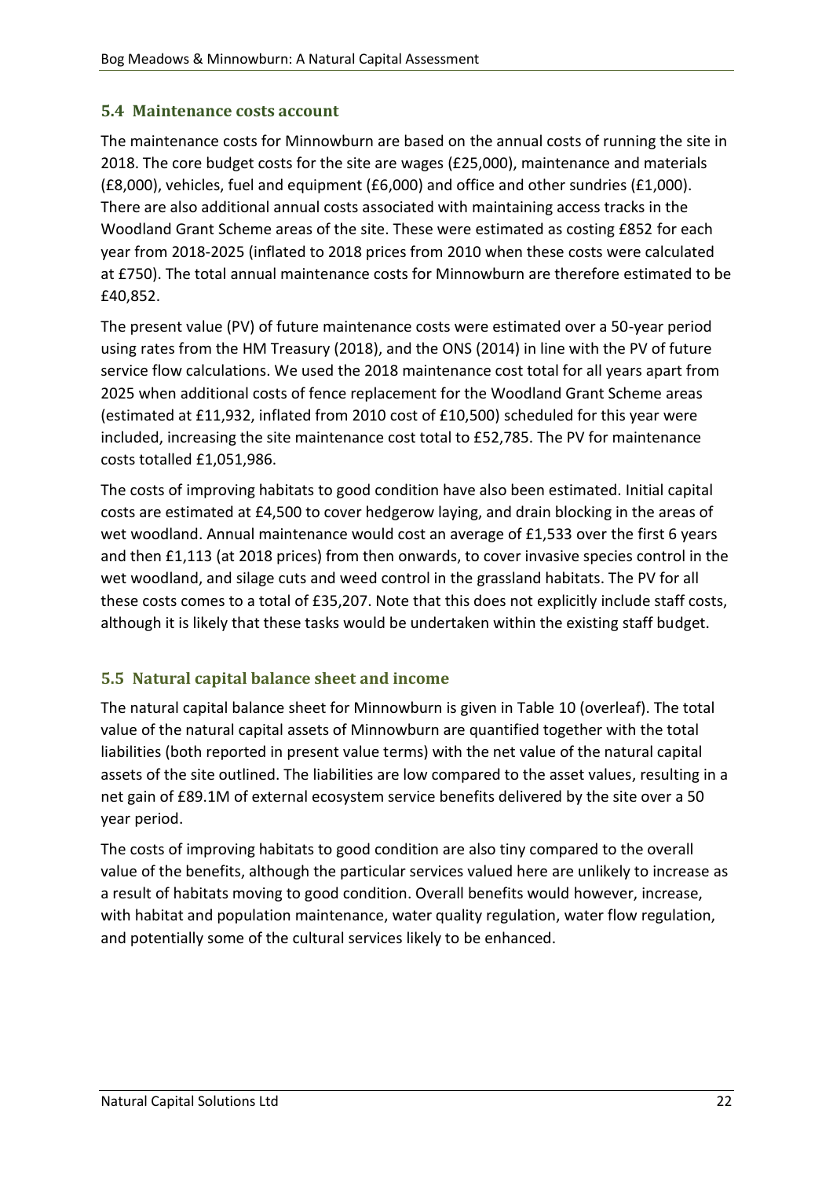## 5.4 Maintenance costs account

The maintenance costs for Minnowburn are based on the annual costs of running the site in 2018. The core budget costs for the site are wages (£25,000), maintenance and materials (£8,000), vehicles, fuel and equipment (£6,000) and office and other sundries (£1,000). There are also additional annual costs associated with maintaining access tracks in the Woodland Grant Scheme areas of the site. These were estimated as costing £852 for each year from 2018-2025 (inflated to 2018 prices from 2010 when these costs were calculated at £750). The total annual maintenance costs for Minnowburn are therefore estimated to be £40,852.

The present value (PV) of future maintenance costs were estimated over a 50-year period using rates from the HM Treasury (2018), and the ONS (2014) in line with the PV of future service flow calculations. We used the 2018 maintenance cost total for all years apart from 2025 when additional costs of fence replacement for the Woodland Grant Scheme areas (estimated at £11,932, inflated from 2010 cost of £10,500) scheduled for this year were included, increasing the site maintenance cost total to £52,785. The PV for maintenance costs totalled £1,051,986.

The costs of improving habitats to good condition have also been estimated. Initial capital costs are estimated at £4,500 to cover hedgerow laying, and drain blocking in the areas of wet woodland. Annual maintenance would cost an average of £1,533 over the first 6 years and then £1,113 (at 2018 prices) from then onwards, to cover invasive species control in the wet woodland, and silage cuts and weed control in the grassland habitats. The PV for all these costs comes to a total of £35,207. Note that this does not explicitly include staff costs, although it is likely that these tasks would be undertaken within the existing staff budget.

## 5.5 Natural capital balance sheet and income

The natural capital balance sheet for Minnowburn is given in Table 10 (overleaf). The total value of the natural capital assets of Minnowburn are quantified together with the total liabilities (both reported in present value terms) with the net value of the natural capital assets of the site outlined. The liabilities are low compared to the asset values, resulting in a net gain of £89.1M of external ecosystem service benefits delivered by the site over a 50 year period.

The costs of improving habitats to good condition are also tiny compared to the overall value of the benefits, although the particular services valued here are unlikely to increase as a result of habitats moving to good condition. Overall benefits would however, increase, with habitat and population maintenance, water quality regulation, water flow regulation, and potentially some of the cultural services likely to be enhanced.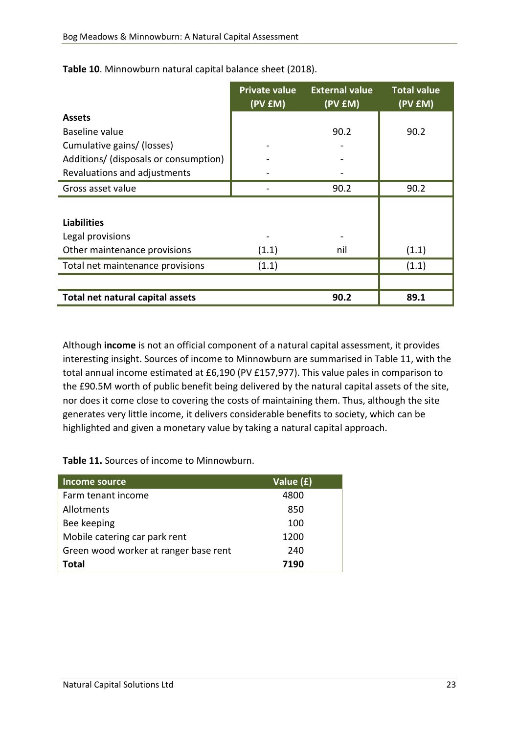**Table 10**. Minnowburn natural capital balance sheet (2018).

| | Private value (PV £M) | External value (PV £M) | Total value (PV £M) |
|---|---|---|---|
| **Assets** | | | |
| Baseline value | | 90.2 | 90.2 |
| Cumulative gains/ (losses) | - | - | |
| Additions/ (disposals or consumption) | - | - | |
| Revaluations and adjustments | - | - | |
| Gross asset value | - | 90.2 | 90.2 |
| | | | |
| **Liabilities** | | | |
| Legal provisions | - | - | |
| Other maintenance provisions | (1.1) | nil | (1.1) |
| Total net maintenance provisions | (1.1) | | (1.1) |
| | | | |
| **Total net natural capital assets** | | **90.2** | **89.1** |

Although **income** is not an official component of a natural capital assessment, it provides interesting insight. Sources of income to Minnowburn are summarised in Table 11, with the total annual income estimated at £6,190 (PV £157,977). This value pales in comparison to the £90.5M worth of public benefit being delivered by the natural capital assets of the site, nor does it come close to covering the costs of maintaining them. Thus, although the site generates very little income, it delivers considerable benefits to society, which can be highlighted and given a monetary value by taking a natural capital approach.

**Table 11.** Sources of income to Minnowburn.

| Income source | Value (£) |
|---|---|
| Farm tenant income | 4800 |
| Allotments | 850 |
| Bee keeping | 100 |
| Mobile catering car park rent | 1200 |
| Green wood worker at ranger base rent | 240 |
| **Total** | **7190** |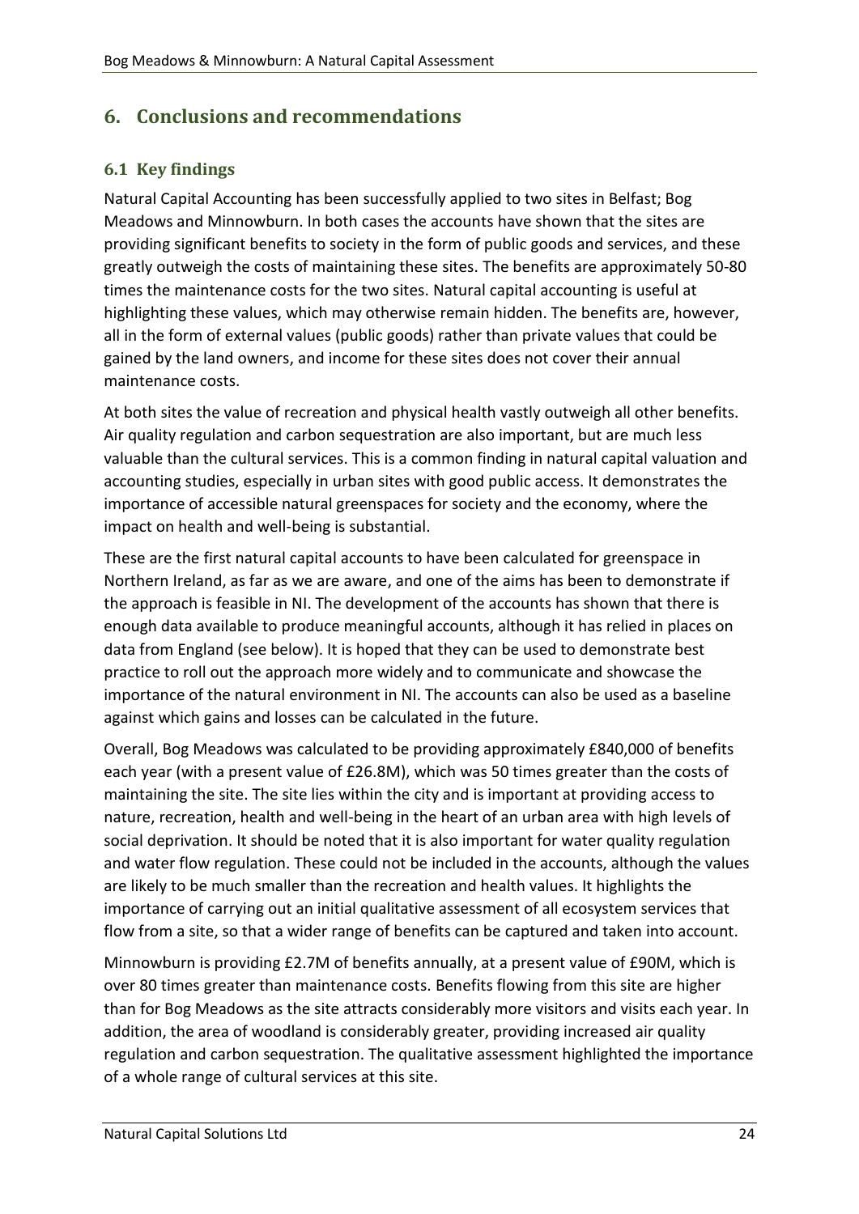## 6. Conclusions and recommendations

### 6.1 Key findings

Natural Capital Accounting has been successfully applied to two sites in Belfast; Bog Meadows and Minnowburn. In both cases the accounts have shown that the sites are providing significant benefits to society in the form of public goods and services, and these greatly outweigh the costs of maintaining these sites. The benefits are approximately 50-80 times the maintenance costs for the two sites. Natural capital accounting is useful at highlighting these values, which may otherwise remain hidden. The benefits are, however, all in the form of external values (public goods) rather than private values that could be gained by the land owners, and income for these sites does not cover their annual maintenance costs.

At both sites the value of recreation and physical health vastly outweigh all other benefits. Air quality regulation and carbon sequestration are also important, but are much less valuable than the cultural services. This is a common finding in natural capital valuation and accounting studies, especially in urban sites with good public access. It demonstrates the importance of accessible natural greenspaces for society and the economy, where the impact on health and well-being is substantial.

These are the first natural capital accounts to have been calculated for greenspace in Northern Ireland, as far as we are aware, and one of the aims has been to demonstrate if the approach is feasible in NI. The development of the accounts has shown that there is enough data available to produce meaningful accounts, although it has relied in places on data from England (see below). It is hoped that they can be used to demonstrate best practice to roll out the approach more widely and to communicate and showcase the importance of the natural environment in NI. The accounts can also be used as a baseline against which gains and losses can be calculated in the future.

Overall, Bog Meadows was calculated to be providing approximately £840,000 of benefits each year (with a present value of £26.8M), which was 50 times greater than the costs of maintaining the site. The site lies within the city and is important at providing access to nature, recreation, health and well-being in the heart of an urban area with high levels of social deprivation. It should be noted that it is also important for water quality regulation and water flow regulation. These could not be included in the accounts, although the values are likely to be much smaller than the recreation and health values. It highlights the importance of carrying out an initial qualitative assessment of all ecosystem services that flow from a site, so that a wider range of benefits can be captured and taken into account.

Minnowburn is providing £2.7M of benefits annually, at a present value of £90M, which is over 80 times greater than maintenance costs. Benefits flowing from this site are higher than for Bog Meadows as the site attracts considerably more visitors and visits each year. In addition, the area of woodland is considerably greater, providing increased air quality regulation and carbon sequestration. The qualitative assessment highlighted the importance of a whole range of cultural services at this site.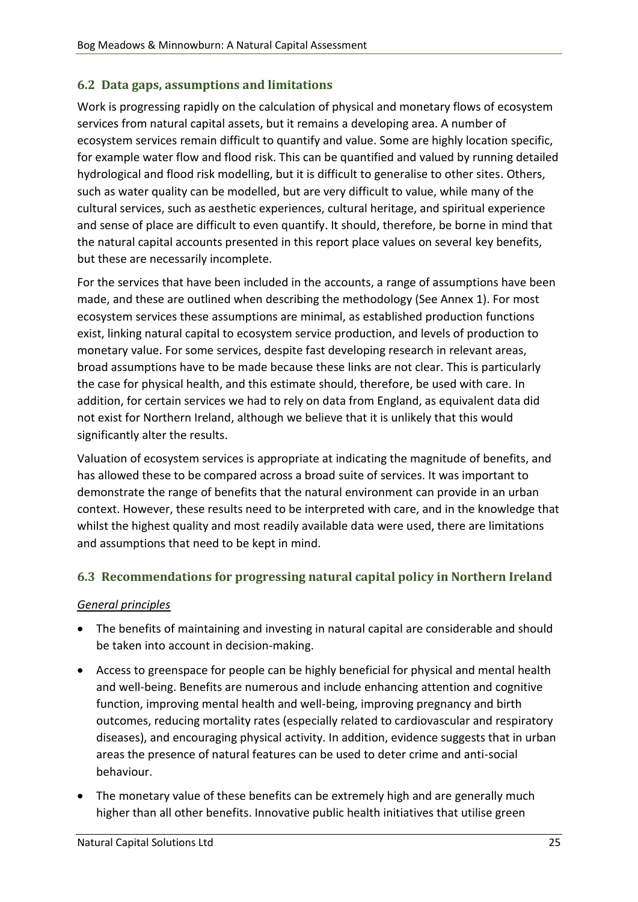## 6.2 Data gaps, assumptions and limitations

Work is progressing rapidly on the calculation of physical and monetary flows of ecosystem services from natural capital assets, but it remains a developing area. A number of ecosystem services remain difficult to quantify and value. Some are highly location specific, for example water flow and flood risk. This can be quantified and valued by running detailed hydrological and flood risk modelling, but it is difficult to generalise to other sites. Others, such as water quality can be modelled, but are very difficult to value, while many of the cultural services, such as aesthetic experiences, cultural heritage, and spiritual experience and sense of place are difficult to even quantify. It should, therefore, be borne in mind that the natural capital accounts presented in this report place values on several key benefits, but these are necessarily incomplete.

For the services that have been included in the accounts, a range of assumptions have been made, and these are outlined when describing the methodology (See Annex 1). For most ecosystem services these assumptions are minimal, as established production functions exist, linking natural capital to ecosystem service production, and levels of production to monetary value. For some services, despite fast developing research in relevant areas, broad assumptions have to be made because these links are not clear. This is particularly the case for physical health, and this estimate should, therefore, be used with care. In addition, for certain services we had to rely on data from England, as equivalent data did not exist for Northern Ireland, although we believe that it is unlikely that this would significantly alter the results.

Valuation of ecosystem services is appropriate at indicating the magnitude of benefits, and has allowed these to be compared across a broad suite of services. It was important to demonstrate the range of benefits that the natural environment can provide in an urban context. However, these results need to be interpreted with care, and in the knowledge that whilst the highest quality and most readily available data were used, there are limitations and assumptions that need to be kept in mind.

## 6.3 Recommendations for progressing natural capital policy in Northern Ireland

*General principles*

- The benefits of maintaining and investing in natural capital are considerable and should be taken into account in decision-making.
- Access to greenspace for people can be highly beneficial for physical and mental health and well-being. Benefits are numerous and include enhancing attention and cognitive function, improving mental health and well-being, improving pregnancy and birth outcomes, reducing mortality rates (especially related to cardiovascular and respiratory diseases), and encouraging physical activity. In addition, evidence suggests that in urban areas the presence of natural features can be used to deter crime and anti-social behaviour.
- The monetary value of these benefits can be extremely high and are generally much higher than all other benefits. Innovative public health initiatives that utilise green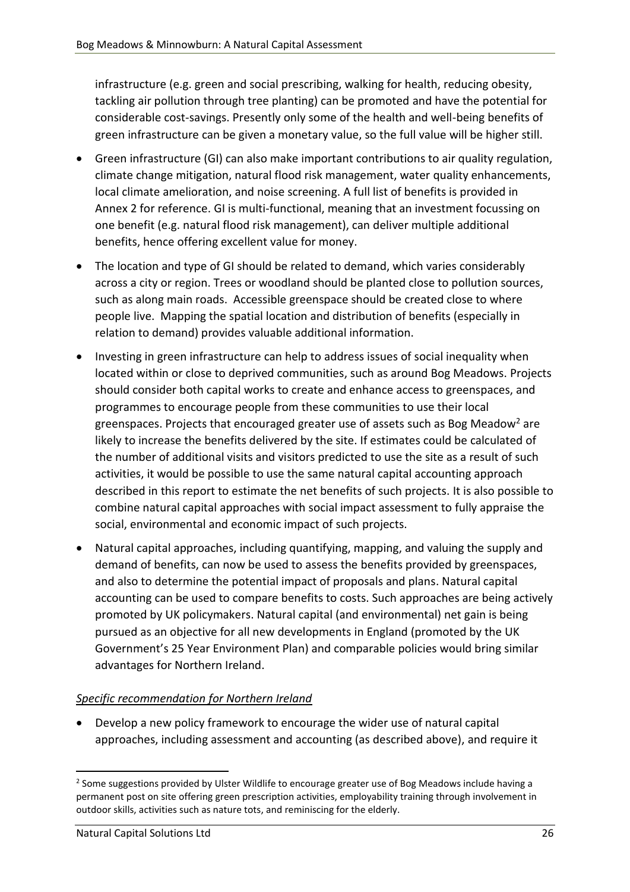infrastructure (e.g. green and social prescribing, walking for health, reducing obesity, tackling air pollution through tree planting) can be promoted and have the potential for considerable cost-savings. Presently only some of the health and well-being benefits of green infrastructure can be given a monetary value, so the full value will be higher still.

- Green infrastructure (GI) can also make important contributions to air quality regulation, climate change mitigation, natural flood risk management, water quality enhancements, local climate amelioration, and noise screening. A full list of benefits is provided in Annex 2 for reference. GI is multi-functional, meaning that an investment focussing on one benefit (e.g. natural flood risk management), can deliver multiple additional benefits, hence offering excellent value for money.
- The location and type of GI should be related to demand, which varies considerably across a city or region. Trees or woodland should be planted close to pollution sources, such as along main roads. Accessible greenspace should be created close to where people live. Mapping the spatial location and distribution of benefits (especially in relation to demand) provides valuable additional information.
- Investing in green infrastructure can help to address issues of social inequality when located within or close to deprived communities, such as around Bog Meadows. Projects should consider both capital works to create and enhance access to greenspaces, and programmes to encourage people from these communities to use their local greenspaces. Projects that encouraged greater use of assets such as Bog Meadow[2] are likely to increase the benefits delivered by the site. If estimates could be calculated of the number of additional visits and visitors predicted to use the site as a result of such activities, it would be possible to use the same natural capital accounting approach described in this report to estimate the net benefits of such projects. It is also possible to combine natural capital approaches with social impact assessment to fully appraise the social, environmental and economic impact of such projects.
- Natural capital approaches, including quantifying, mapping, and valuing the supply and demand of benefits, can now be used to assess the benefits provided by greenspaces, and also to determine the potential impact of proposals and plans. Natural capital accounting can be used to compare benefits to costs. Such approaches are being actively promoted by UK policymakers. Natural capital (and environmental) net gain is being pursued as an objective for all new developments in England (promoted by the UK Government's 25 Year Environment Plan) and comparable policies would bring similar advantages for Northern Ireland.

*Specific recommendation for Northern Ireland*

- Develop a new policy framework to encourage the wider use of natural capital approaches, including assessment and accounting (as described above), and require it

[2] Some suggestions provided by Ulster Wildlife to encourage greater use of Bog Meadows include having a permanent post on site offering green prescription activities, employability training through involvement in outdoor skills, activities such as nature tots, and reminiscing for the elderly.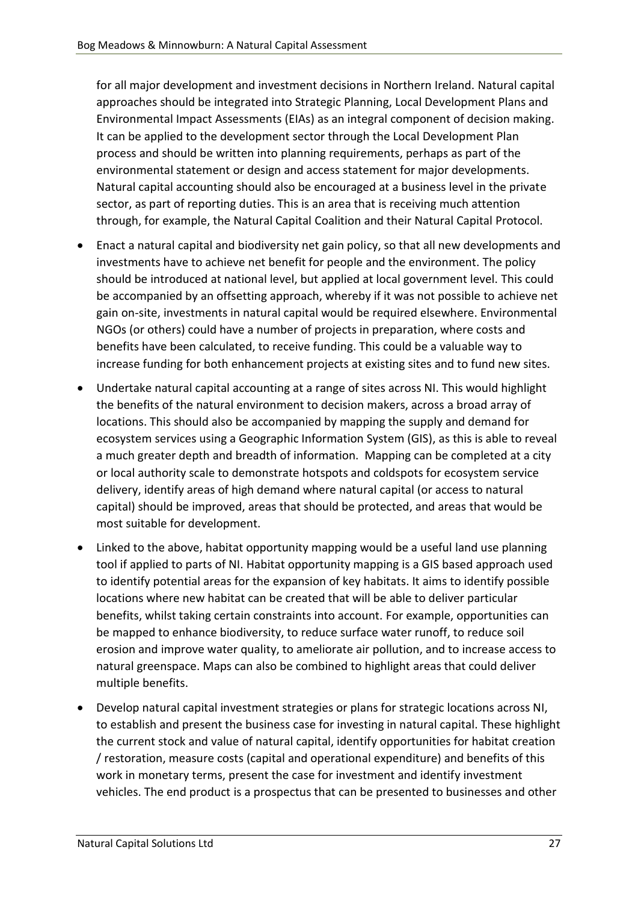for all major development and investment decisions in Northern Ireland. Natural capital approaches should be integrated into Strategic Planning, Local Development Plans and Environmental Impact Assessments (EIAs) as an integral component of decision making. It can be applied to the development sector through the Local Development Plan process and should be written into planning requirements, perhaps as part of the environmental statement or design and access statement for major developments. Natural capital accounting should also be encouraged at a business level in the private sector, as part of reporting duties. This is an area that is receiving much attention through, for example, the Natural Capital Coalition and their Natural Capital Protocol.

- Enact a natural capital and biodiversity net gain policy, so that all new developments and investments have to achieve net benefit for people and the environment. The policy should be introduced at national level, but applied at local government level. This could be accompanied by an offsetting approach, whereby if it was not possible to achieve net gain on-site, investments in natural capital would be required elsewhere. Environmental NGOs (or others) could have a number of projects in preparation, where costs and benefits have been calculated, to receive funding. This could be a valuable way to increase funding for both enhancement projects at existing sites and to fund new sites.
- Undertake natural capital accounting at a range of sites across NI. This would highlight the benefits of the natural environment to decision makers, across a broad array of locations. This should also be accompanied by mapping the supply and demand for ecosystem services using a Geographic Information System (GIS), as this is able to reveal a much greater depth and breadth of information. Mapping can be completed at a city or local authority scale to demonstrate hotspots and coldspots for ecosystem service delivery, identify areas of high demand where natural capital (or access to natural capital) should be improved, areas that should be protected, and areas that would be most suitable for development.
- Linked to the above, habitat opportunity mapping would be a useful land use planning tool if applied to parts of NI. Habitat opportunity mapping is a GIS based approach used to identify potential areas for the expansion of key habitats. It aims to identify possible locations where new habitat can be created that will be able to deliver particular benefits, whilst taking certain constraints into account. For example, opportunities can be mapped to enhance biodiversity, to reduce surface water runoff, to reduce soil erosion and improve water quality, to ameliorate air pollution, and to increase access to natural greenspace. Maps can also be combined to highlight areas that could deliver multiple benefits.
- Develop natural capital investment strategies or plans for strategic locations across NI, to establish and present the business case for investing in natural capital. These highlight the current stock and value of natural capital, identify opportunities for habitat creation / restoration, measure costs (capital and operational expenditure) and benefits of this work in monetary terms, present the case for investment and identify investment vehicles. The end product is a prospectus that can be presented to businesses and other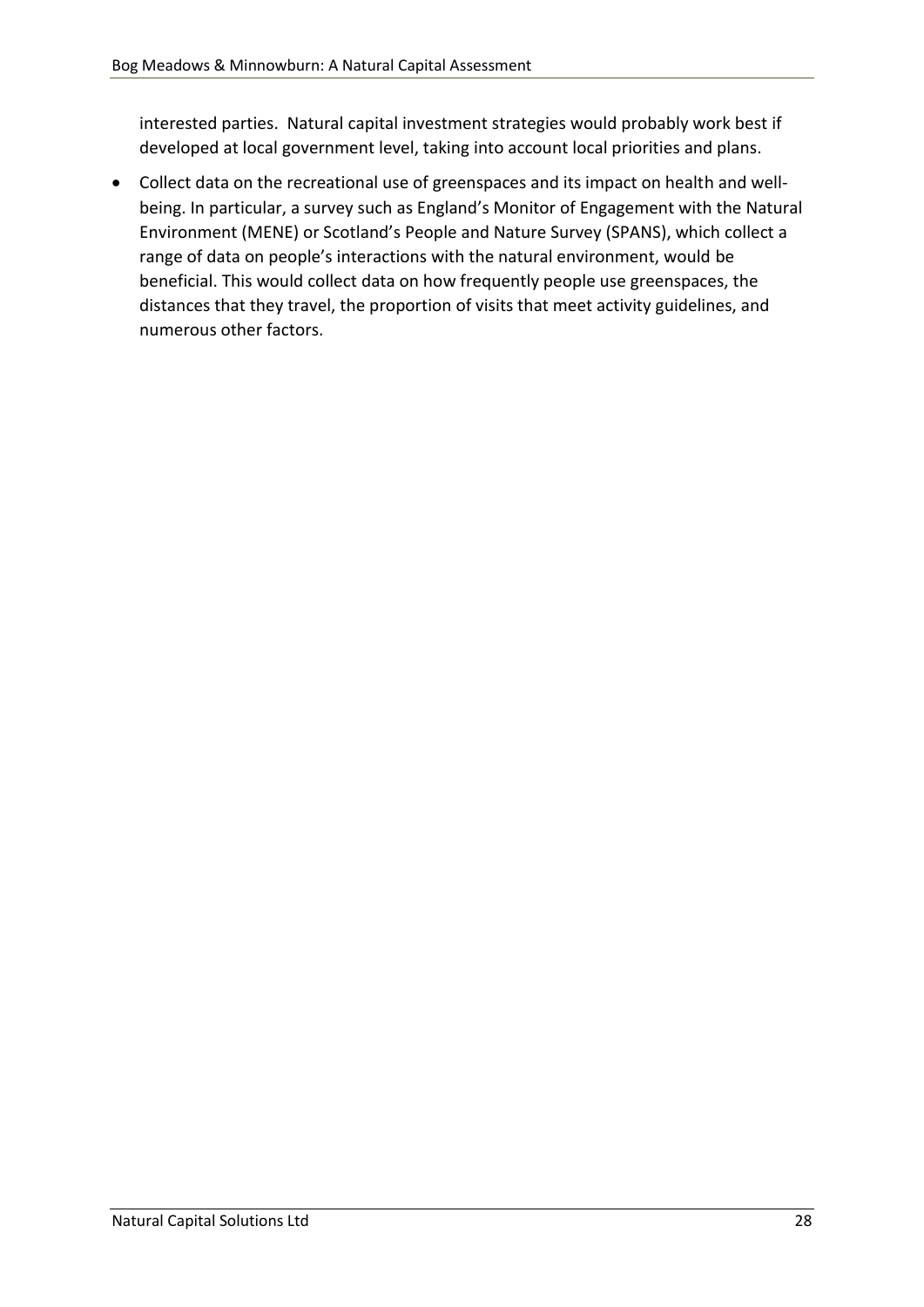interested parties. Natural capital investment strategies would probably work best if developed at local government level, taking into account local priorities and plans.

- Collect data on the recreational use of greenspaces and its impact on health and well-being. In particular, a survey such as England's Monitor of Engagement with the Natural Environment (MENE) or Scotland's People and Nature Survey (SPANS), which collect a range of data on people's interactions with the natural environment, would be beneficial. This would collect data on how frequently people use greenspaces, the distances that they travel, the proportion of visits that meet activity guidelines, and numerous other factors.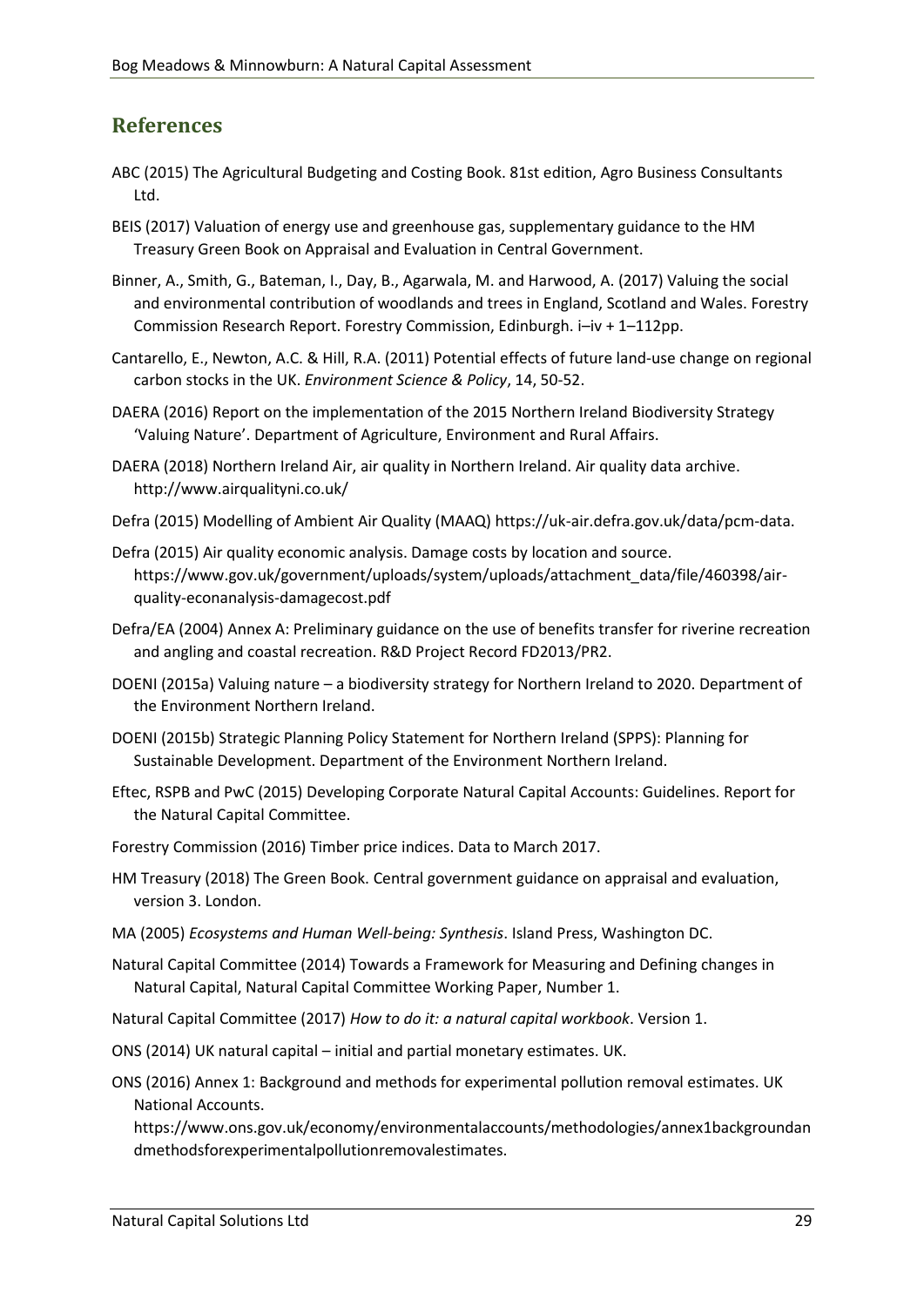## References

ABC (2015) The Agricultural Budgeting and Costing Book. 81st edition, Agro Business Consultants Ltd.

BEIS (2017) Valuation of energy use and greenhouse gas, supplementary guidance to the HM Treasury Green Book on Appraisal and Evaluation in Central Government.

Binner, A., Smith, G., Bateman, I., Day, B., Agarwala, M. and Harwood, A. (2017) Valuing the social and environmental contribution of woodlands and trees in England, Scotland and Wales. Forestry Commission Research Report. Forestry Commission, Edinburgh. i–iv + 1–112pp.

Cantarello, E., Newton, A.C. & Hill, R.A. (2011) Potential effects of future land-use change on regional carbon stocks in the UK. *Environment Science & Policy*, 14, 50-52.

DAERA (2016) Report on the implementation of the 2015 Northern Ireland Biodiversity Strategy 'Valuing Nature'. Department of Agriculture, Environment and Rural Affairs.

DAERA (2018) Northern Ireland Air, air quality in Northern Ireland. Air quality data archive. http://www.airqualityni.co.uk/

Defra (2015) Modelling of Ambient Air Quality (MAAQ) https://uk-air.defra.gov.uk/data/pcm-data.

Defra (2015) Air quality economic analysis. Damage costs by location and source. https://www.gov.uk/government/uploads/system/uploads/attachment_data/file/460398/air-quality-econanalysis-damagecost.pdf

Defra/EA (2004) Annex A: Preliminary guidance on the use of benefits transfer for riverine recreation and angling and coastal recreation. R&D Project Record FD2013/PR2.

DOENI (2015a) Valuing nature – a biodiversity strategy for Northern Ireland to 2020. Department of the Environment Northern Ireland.

DOENI (2015b) Strategic Planning Policy Statement for Northern Ireland (SPPS): Planning for Sustainable Development. Department of the Environment Northern Ireland.

Eftec, RSPB and PwC (2015) Developing Corporate Natural Capital Accounts: Guidelines. Report for the Natural Capital Committee.

Forestry Commission (2016) Timber price indices. Data to March 2017.

HM Treasury (2018) The Green Book. Central government guidance on appraisal and evaluation, version 3. London.

MA (2005) *Ecosystems and Human Well-being: Synthesis*. Island Press, Washington DC.

Natural Capital Committee (2014) Towards a Framework for Measuring and Defining changes in Natural Capital, Natural Capital Committee Working Paper, Number 1.

Natural Capital Committee (2017) *How to do it: a natural capital workbook*. Version 1.

ONS (2014) UK natural capital – initial and partial monetary estimates. UK.

ONS (2016) Annex 1: Background and methods for experimental pollution removal estimates. UK National Accounts. https://www.ons.gov.uk/economy/environmentalaccounts/methodologies/annex1backgroundandmethodsforexperimentalpollutionremovalestimates.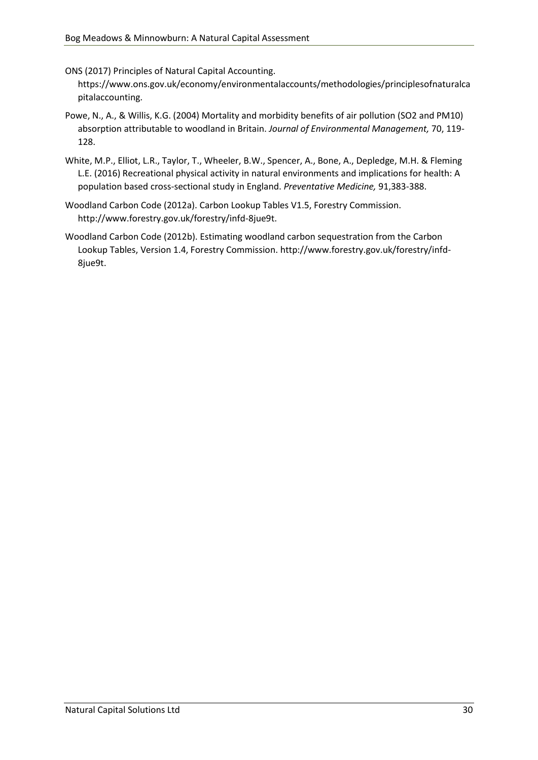ONS (2017) Principles of Natural Capital Accounting. https://www.ons.gov.uk/economy/environmentalaccounts/methodologies/principlesofnaturalcapitalaccounting.

Powe, N., A., & Willis, K.G. (2004) Mortality and morbidity benefits of air pollution (SO2 and PM10) absorption attributable to woodland in Britain. *Journal of Environmental Management,* 70, 119-128.

White, M.P., Elliot, L.R., Taylor, T., Wheeler, B.W., Spencer, A., Bone, A., Depledge, M.H. & Fleming L.E. (2016) Recreational physical activity in natural environments and implications for health: A population based cross-sectional study in England. *Preventative Medicine,* 91,383-388.

Woodland Carbon Code (2012a). Carbon Lookup Tables V1.5, Forestry Commission. http://www.forestry.gov.uk/forestry/infd-8jue9t.

Woodland Carbon Code (2012b). Estimating woodland carbon sequestration from the Carbon Lookup Tables, Version 1.4, Forestry Commission. http://www.forestry.gov.uk/forestry/infd-8jue9t.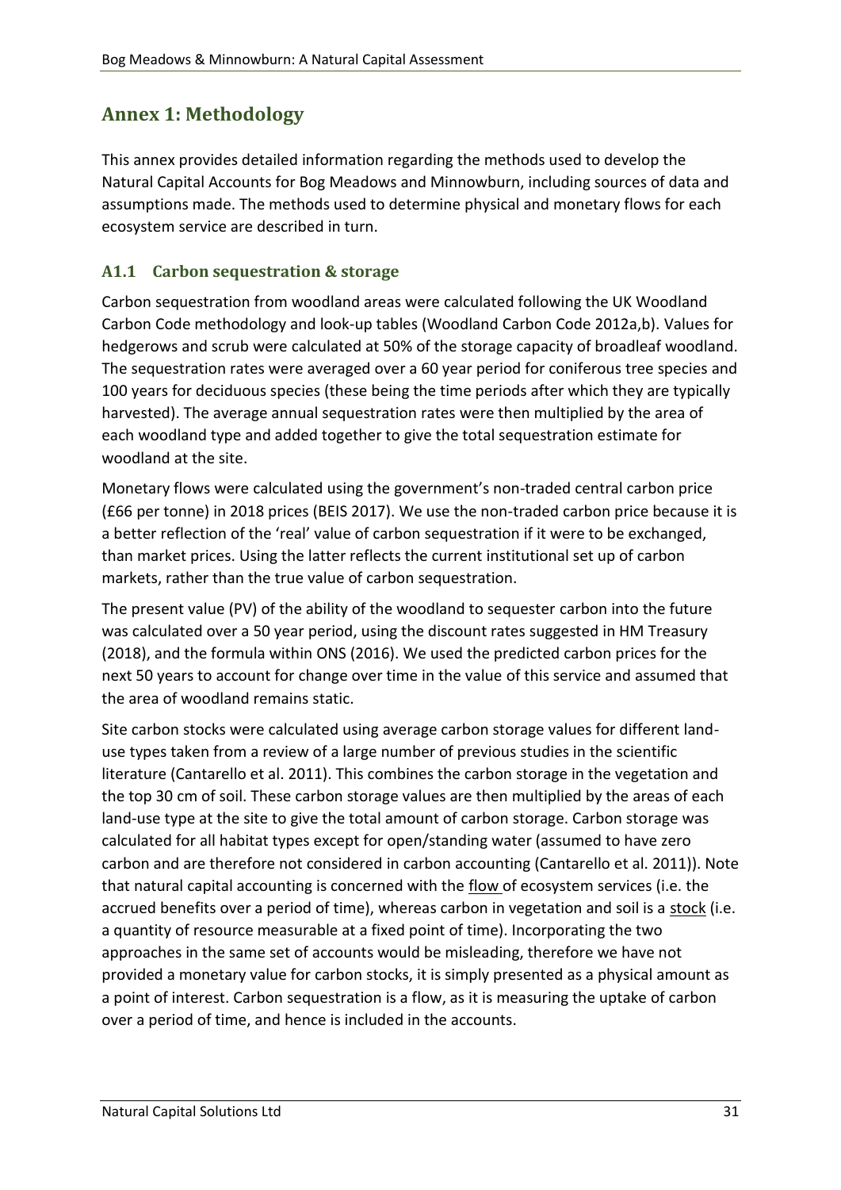## Annex 1: Methodology

This annex provides detailed information regarding the methods used to develop the Natural Capital Accounts for Bog Meadows and Minnowburn, including sources of data and assumptions made. The methods used to determine physical and monetary flows for each ecosystem service are described in turn.

### A1.1 Carbon sequestration & storage

Carbon sequestration from woodland areas were calculated following the UK Woodland Carbon Code methodology and look-up tables (Woodland Carbon Code 2012a,b). Values for hedgerows and scrub were calculated at 50% of the storage capacity of broadleaf woodland. The sequestration rates were averaged over a 60 year period for coniferous tree species and 100 years for deciduous species (these being the time periods after which they are typically harvested). The average annual sequestration rates were then multiplied by the area of each woodland type and added together to give the total sequestration estimate for woodland at the site.

Monetary flows were calculated using the government's non-traded central carbon price (£66 per tonne) in 2018 prices (BEIS 2017). We use the non-traded carbon price because it is a better reflection of the 'real' value of carbon sequestration if it were to be exchanged, than market prices. Using the latter reflects the current institutional set up of carbon markets, rather than the true value of carbon sequestration.

The present value (PV) of the ability of the woodland to sequester carbon into the future was calculated over a 50 year period, using the discount rates suggested in HM Treasury (2018), and the formula within ONS (2016). We used the predicted carbon prices for the next 50 years to account for change over time in the value of this service and assumed that the area of woodland remains static.

Site carbon stocks were calculated using average carbon storage values for different land-use types taken from a review of a large number of previous studies in the scientific literature (Cantarello et al. 2011). This combines the carbon storage in the vegetation and the top 30 cm of soil. These carbon storage values are then multiplied by the areas of each land-use type at the site to give the total amount of carbon storage. Carbon storage was calculated for all habitat types except for open/standing water (assumed to have zero carbon and are therefore not considered in carbon accounting (Cantarello et al. 2011)). Note that natural capital accounting is concerned with the flow of ecosystem services (i.e. the accrued benefits over a period of time), whereas carbon in vegetation and soil is a stock (i.e. a quantity of resource measurable at a fixed point of time). Incorporating the two approaches in the same set of accounts would be misleading, therefore we have not provided a monetary value for carbon stocks, it is simply presented as a physical amount as a point of interest. Carbon sequestration is a flow, as it is measuring the uptake of carbon over a period of time, and hence is included in the accounts.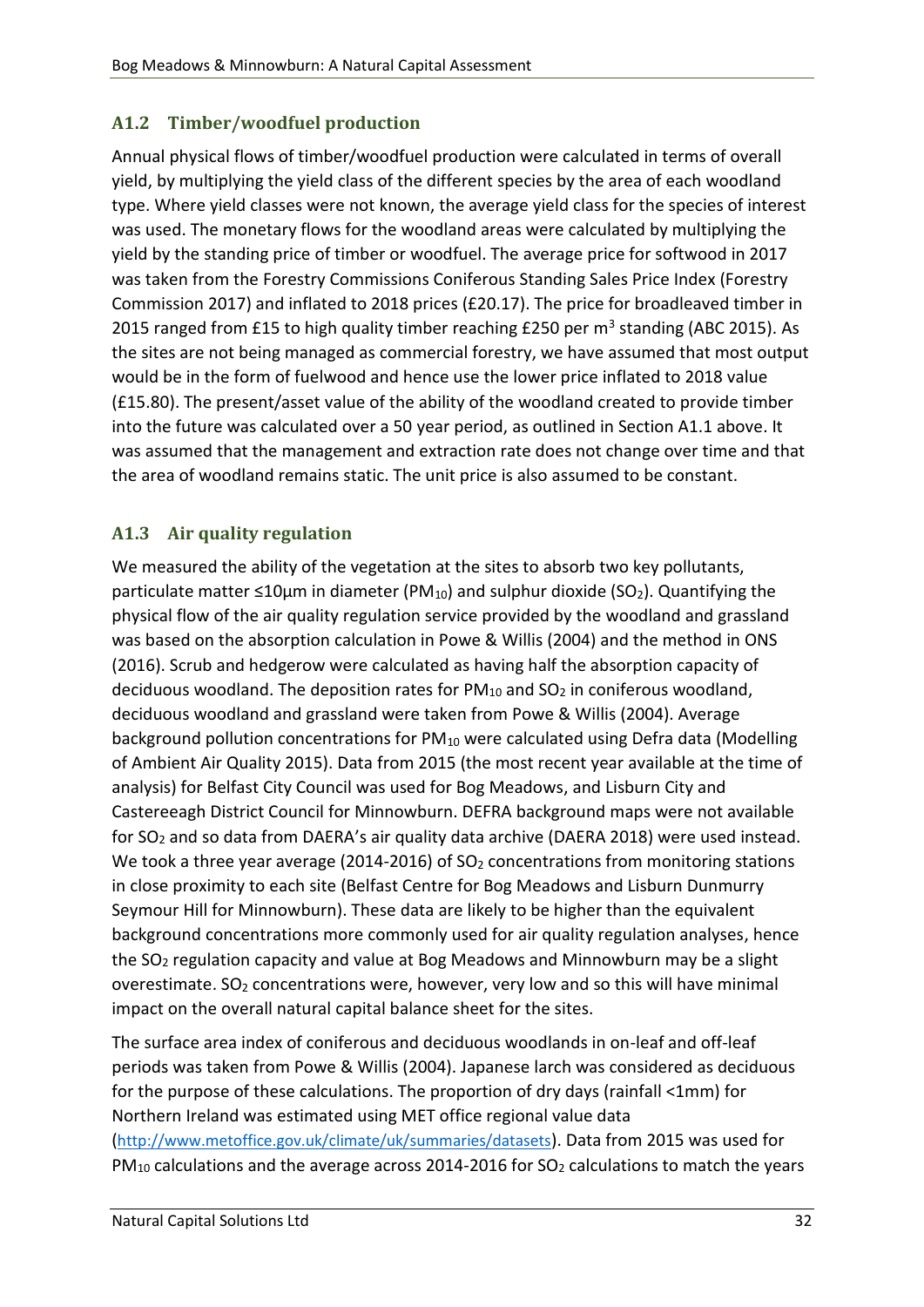## A1.2 Timber/woodfuel production

Annual physical flows of timber/woodfuel production were calculated in terms of overall yield, by multiplying the yield class of the different species by the area of each woodland type. Where yield classes were not known, the average yield class for the species of interest was used. The monetary flows for the woodland areas were calculated by multiplying the yield by the standing price of timber or woodfuel. The average price for softwood in 2017 was taken from the Forestry Commissions Coniferous Standing Sales Price Index (Forestry Commission 2017) and inflated to 2018 prices (£20.17). The price for broadleaved timber in 2015 ranged from £15 to high quality timber reaching £250 per $m^3$ standing (ABC 2015). As the sites are not being managed as commercial forestry, we have assumed that most output would be in the form of fuelwood and hence use the lower price inflated to 2018 value (£15.80). The present/asset value of the ability of the woodland created to provide timber into the future was calculated over a 50 year period, as outlined in Section A1.1 above. It was assumed that the management and extraction rate does not change over time and that the area of woodland remains static. The unit price is also assumed to be constant.

## A1.3 Air quality regulation

We measured the ability of the vegetation at the sites to absorb two key pollutants, particulate matter ≤10µm in diameter ($PM_{10}$) and sulphur dioxide ($SO_2$). Quantifying the physical flow of the air quality regulation service provided by the woodland and grassland was based on the absorption calculation in Powe & Willis (2004) and the method in ONS (2016). Scrub and hedgerow were calculated as having half the absorption capacity of deciduous woodland. The deposition rates for $PM_{10}$ and $SO_2$ in coniferous woodland, deciduous woodland and grassland were taken from Powe & Willis (2004). Average background pollution concentrations for $PM_{10}$ were calculated using Defra data (Modelling of Ambient Air Quality 2015). Data from 2015 (the most recent year available at the time of analysis) for Belfast City Council was used for Bog Meadows, and Lisburn City and Castereeagh District Council for Minnowburn. DEFRA background maps were not available for $SO_2$ and so data from DAERA's air quality data archive (DAERA 2018) were used instead. We took a three year average (2014-2016) of $SO_2$ concentrations from monitoring stations in close proximity to each site (Belfast Centre for Bog Meadows and Lisburn Dunmurry Seymour Hill for Minnowburn). These data are likely to be higher than the equivalent background concentrations more commonly used for air quality regulation analyses, hence the $SO_2$ regulation capacity and value at Bog Meadows and Minnowburn may be a slight overestimate. $SO_2$ concentrations were, however, very low and so this will have minimal impact on the overall natural capital balance sheet for the sites.

The surface area index of coniferous and deciduous woodlands in on-leaf and off-leaf periods was taken from Powe & Willis (2004). Japanese larch was considered as deciduous for the purpose of these calculations. The proportion of dry days (rainfall <1mm) for Northern Ireland was estimated using MET office regional value data (http://www.metoffice.gov.uk/climate/uk/summaries/datasets). Data from 2015 was used for $PM_{10}$ calculations and the average across 2014-2016 for $SO_2$ calculations to match the years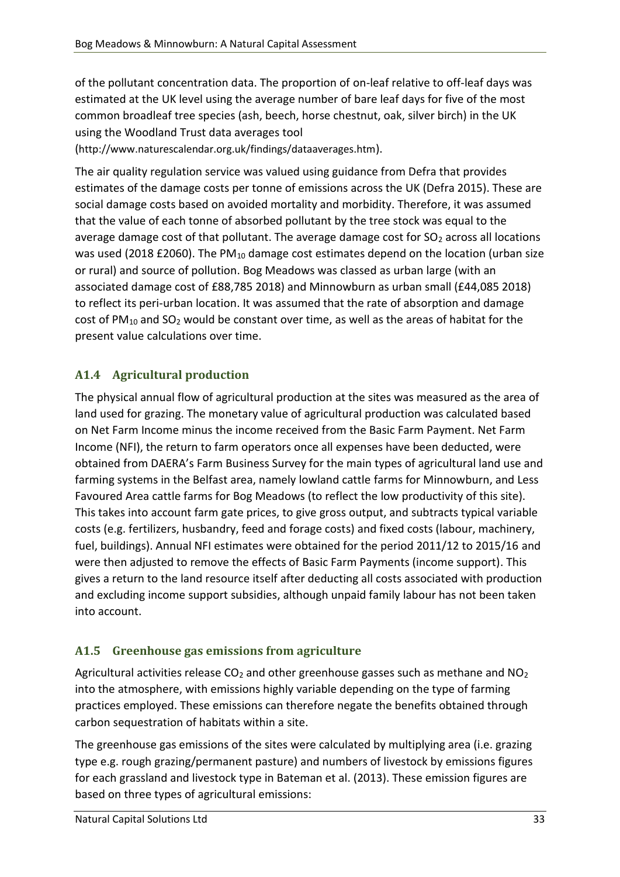of the pollutant concentration data. The proportion of on-leaf relative to off-leaf days was estimated at the UK level using the average number of bare leaf days for five of the most common broadleaf tree species (ash, beech, horse chestnut, oak, silver birch) in the UK using the Woodland Trust data averages tool (http://www.naturescalendar.org.uk/findings/dataaverages.htm).

The air quality regulation service was valued using guidance from Defra that provides estimates of the damage costs per tonne of emissions across the UK (Defra 2015). These are social damage costs based on avoided mortality and morbidity. Therefore, it was assumed that the value of each tonne of absorbed pollutant by the tree stock was equal to the average damage cost of that pollutant. The average damage cost for $SO_2$ across all locations was used (2018 £2060). The $PM_{10}$ damage cost estimates depend on the location (urban size or rural) and source of pollution. Bog Meadows was classed as urban large (with an associated damage cost of £88,785 2018) and Minnowburn as urban small (£44,085 2018) to reflect its peri-urban location. It was assumed that the rate of absorption and damage cost of $PM_{10}$ and $SO_2$ would be constant over time, as well as the areas of habitat for the present value calculations over time.

## A1.4 Agricultural production

The physical annual flow of agricultural production at the sites was measured as the area of land used for grazing. The monetary value of agricultural production was calculated based on Net Farm Income minus the income received from the Basic Farm Payment. Net Farm Income (NFI), the return to farm operators once all expenses have been deducted, were obtained from DAERA's Farm Business Survey for the main types of agricultural land use and farming systems in the Belfast area, namely lowland cattle farms for Minnowburn, and Less Favoured Area cattle farms for Bog Meadows (to reflect the low productivity of this site). This takes into account farm gate prices, to give gross output, and subtracts typical variable costs (e.g. fertilizers, husbandry, feed and forage costs) and fixed costs (labour, machinery, fuel, buildings). Annual NFI estimates were obtained for the period 2011/12 to 2015/16 and were then adjusted to remove the effects of Basic Farm Payments (income support). This gives a return to the land resource itself after deducting all costs associated with production and excluding income support subsidies, although unpaid family labour has not been taken into account.

## A1.5 Greenhouse gas emissions from agriculture

Agricultural activities release $CO_2$ and other greenhouse gasses such as methane and $NO_2$ into the atmosphere, with emissions highly variable depending on the type of farming practices employed. These emissions can therefore negate the benefits obtained through carbon sequestration of habitats within a site.

The greenhouse gas emissions of the sites were calculated by multiplying area (i.e. grazing type e.g. rough grazing/permanent pasture) and numbers of livestock by emissions figures for each grassland and livestock type in Bateman et al. (2013). These emission figures are based on three types of agricultural emissions: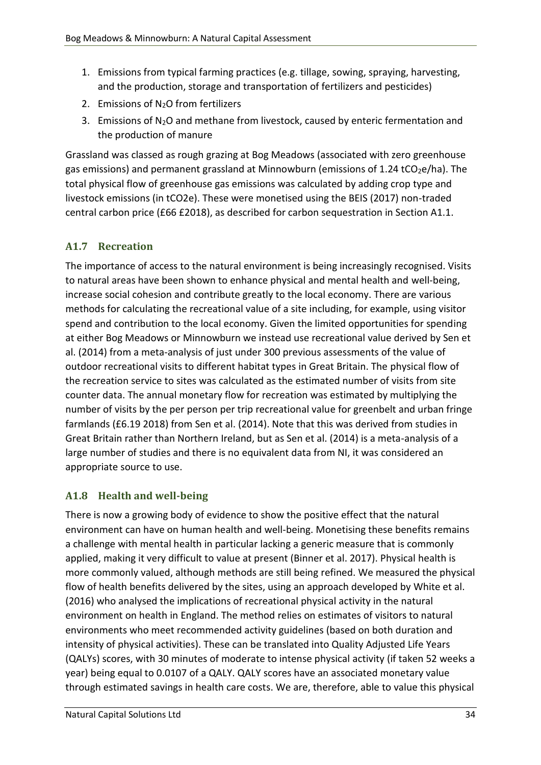1. Emissions from typical farming practices (e.g. tillage, sowing, spraying, harvesting, and the production, storage and transportation of fertilizers and pesticides)
2. Emissions of $N_2O$ from fertilizers
3. Emissions of $N_2O$ and methane from livestock, caused by enteric fermentation and the production of manure

Grassland was classed as rough grazing at Bog Meadows (associated with zero greenhouse gas emissions) and permanent grassland at Minnowburn (emissions of 1.24 $tCO_2e$/ha). The total physical flow of greenhouse gas emissions was calculated by adding crop type and livestock emissions (in tCO2e). These were monetised using the BEIS (2017) non-traded central carbon price (£66 £2018), as described for carbon sequestration in Section A1.1.

## A1.7 Recreation

The importance of access to the natural environment is being increasingly recognised. Visits to natural areas have been shown to enhance physical and mental health and well-being, increase social cohesion and contribute greatly to the local economy. There are various methods for calculating the recreational value of a site including, for example, using visitor spend and contribution to the local economy. Given the limited opportunities for spending at either Bog Meadows or Minnowburn we instead use recreational value derived by Sen et al. (2014) from a meta-analysis of just under 300 previous assessments of the value of outdoor recreational visits to different habitat types in Great Britain. The physical flow of the recreation service to sites was calculated as the estimated number of visits from site counter data. The annual monetary flow for recreation was estimated by multiplying the number of visits by the per person per trip recreational value for greenbelt and urban fringe farmlands (£6.19 2018) from Sen et al. (2014). Note that this was derived from studies in Great Britain rather than Northern Ireland, but as Sen et al. (2014) is a meta-analysis of a large number of studies and there is no equivalent data from NI, it was considered an appropriate source to use.

## A1.8 Health and well-being

There is now a growing body of evidence to show the positive effect that the natural environment can have on human health and well-being. Monetising these benefits remains a challenge with mental health in particular lacking a generic measure that is commonly applied, making it very difficult to value at present (Binner et al. 2017). Physical health is more commonly valued, although methods are still being refined. We measured the physical flow of health benefits delivered by the sites, using an approach developed by White et al. (2016) who analysed the implications of recreational physical activity in the natural environment on health in England. The method relies on estimates of visitors to natural environments who meet recommended activity guidelines (based on both duration and intensity of physical activities). These can be translated into Quality Adjusted Life Years (QALYs) scores, with 30 minutes of moderate to intense physical activity (if taken 52 weeks a year) being equal to 0.0107 of a QALY. QALY scores have an associated monetary value through estimated savings in health care costs. We are, therefore, able to value this physical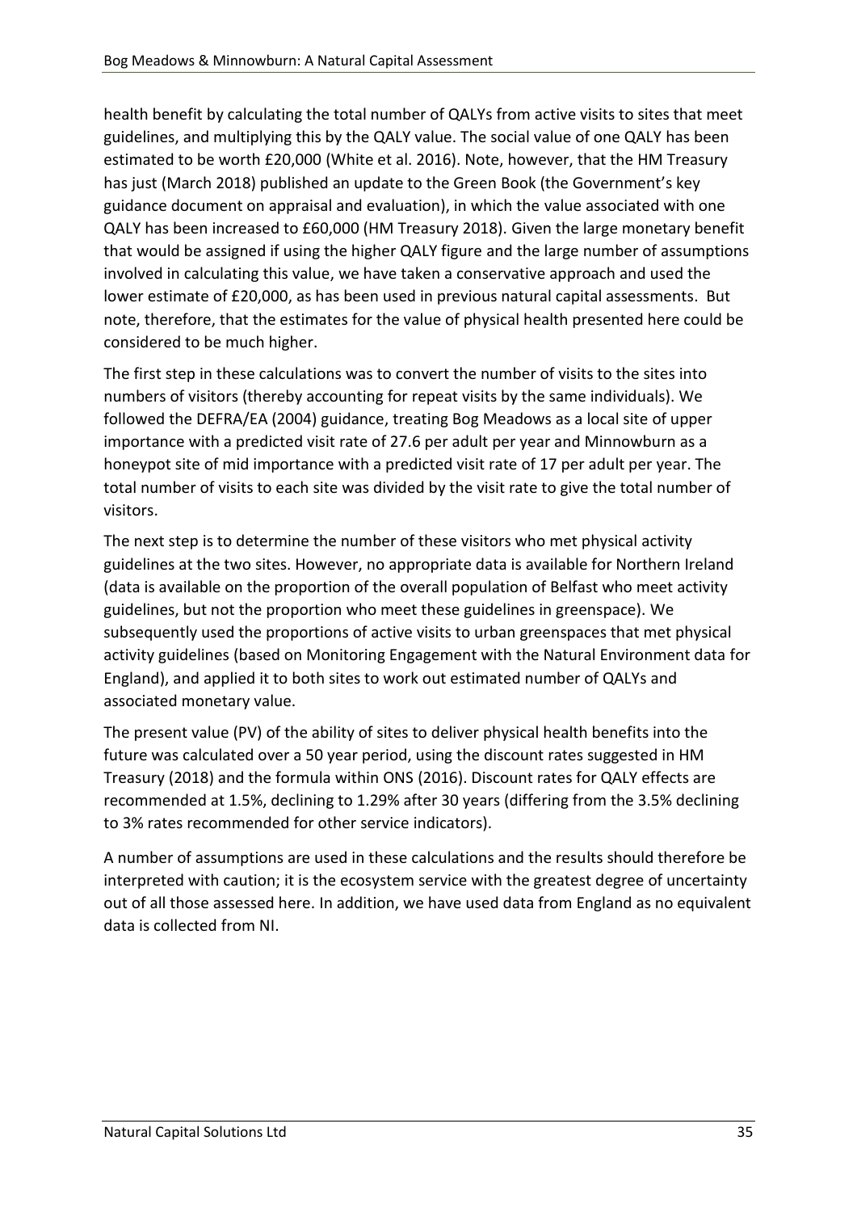health benefit by calculating the total number of QALYs from active visits to sites that meet guidelines, and multiplying this by the QALY value. The social value of one QALY has been estimated to be worth £20,000 (White et al. 2016). Note, however, that the HM Treasury has just (March 2018) published an update to the Green Book (the Government's key guidance document on appraisal and evaluation), in which the value associated with one QALY has been increased to £60,000 (HM Treasury 2018). Given the large monetary benefit that would be assigned if using the higher QALY figure and the large number of assumptions involved in calculating this value, we have taken a conservative approach and used the lower estimate of £20,000, as has been used in previous natural capital assessments. But note, therefore, that the estimates for the value of physical health presented here could be considered to be much higher.

The first step in these calculations was to convert the number of visits to the sites into numbers of visitors (thereby accounting for repeat visits by the same individuals). We followed the DEFRA/EA (2004) guidance, treating Bog Meadows as a local site of upper importance with a predicted visit rate of 27.6 per adult per year and Minnowburn as a honeypot site of mid importance with a predicted visit rate of 17 per adult per year. The total number of visits to each site was divided by the visit rate to give the total number of visitors.

The next step is to determine the number of these visitors who met physical activity guidelines at the two sites. However, no appropriate data is available for Northern Ireland (data is available on the proportion of the overall population of Belfast who meet activity guidelines, but not the proportion who meet these guidelines in greenspace). We subsequently used the proportions of active visits to urban greenspaces that met physical activity guidelines (based on Monitoring Engagement with the Natural Environment data for England), and applied it to both sites to work out estimated number of QALYs and associated monetary value.

The present value (PV) of the ability of sites to deliver physical health benefits into the future was calculated over a 50 year period, using the discount rates suggested in HM Treasury (2018) and the formula within ONS (2016). Discount rates for QALY effects are recommended at 1.5%, declining to 1.29% after 30 years (differing from the 3.5% declining to 3% rates recommended for other service indicators).

A number of assumptions are used in these calculations and the results should therefore be interpreted with caution; it is the ecosystem service with the greatest degree of uncertainty out of all those assessed here. In addition, we have used data from England as no equivalent data is collected from NI.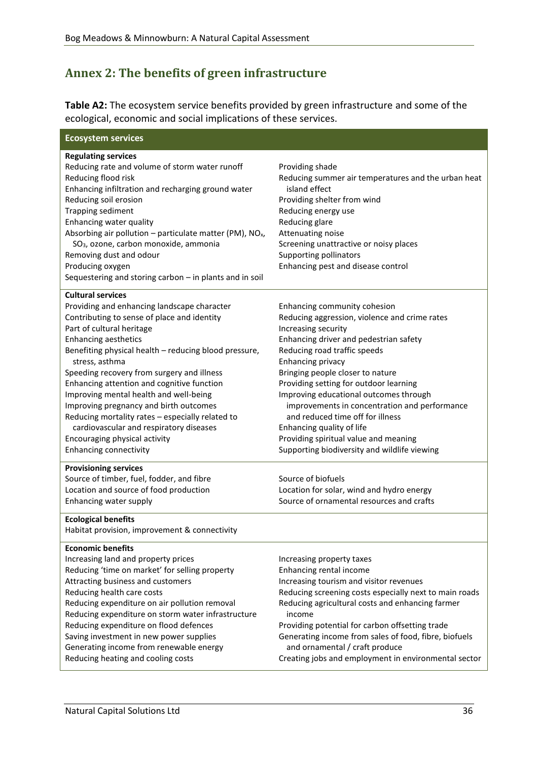## Annex 2: The benefits of green infrastructure

**Table A2:** The ecosystem service benefits provided by green infrastructure and some of the ecological, economic and social implications of these services.

| **Ecosystem services** | |
|---|---|
| **Regulating services** | |
| Reducing rate and volume of storm water runoff | Providing shade |
| Reducing flood risk | Reducing summer air temperatures and the urban heat island effect |
| Enhancing infiltration and recharging ground water | Providing shelter from wind |
| Reducing soil erosion | Reducing energy use |
| Trapping sediment | Reducing glare |
| Enhancing water quality | Attenuating noise |
| Absorbing air pollution – particulate matter (PM), $NO_x$, $SO_3$, ozone, carbon monoxide, ammonia | Screening unattractive or noisy places |
| Removing dust and odour | Supporting pollinators |
| Producing oxygen | Enhancing pest and disease control |
| Sequestering and storing carbon – in plants and in soil | |
| **Cultural services** | |
| Providing and enhancing landscape character | Enhancing community cohesion |
| Contributing to sense of place and identity | Reducing aggression, violence and crime rates |
| Part of cultural heritage | Increasing security |
| Enhancing aesthetics | Enhancing driver and pedestrian safety |
| Benefiting physical health – reducing blood pressure, stress, asthma | Reducing road traffic speeds |
| Speeding recovery from surgery and illness | Enhancing privacy |
| Enhancing attention and cognitive function | Bringing people closer to nature |
| Improving mental health and well-being | Providing setting for outdoor learning |
| Improving pregnancy and birth outcomes | Improving educational outcomes through improvements in concentration and performance and reduced time off for illness |
| Reducing mortality rates – especially related to cardiovascular and respiratory diseases | Enhancing quality of life |
| Encouraging physical activity | Providing spiritual value and meaning |
| Enhancing connectivity | Supporting biodiversity and wildlife viewing |
| **Provisioning services** | |
| Source of timber, fuel, fodder, and fibre | Source of biofuels |
| Location and source of food production | Location for solar, wind and hydro energy |
| Enhancing water supply | Source of ornamental resources and crafts |
| **Ecological benefits** | |
| Habitat provision, improvement & connectivity | |
| **Economic benefits** | |
| Increasing land and property prices | Increasing property taxes |
| Reducing 'time on market' for selling property | Enhancing rental income |
| Attracting business and customers | Increasing tourism and visitor revenues |
| Reducing health care costs | Reducing screening costs especially next to main roads |
| Reducing expenditure on air pollution removal | Reducing agricultural costs and enhancing farmer income |
| Reducing expenditure on storm water infrastructure | Providing potential for carbon offsetting trade |
| Reducing expenditure on flood defences | Generating income from sales of food, fibre, biofuels and ornamental / craft produce |
| Saving investment in new power supplies | Creating jobs and employment in environmental sector |
| Generating income from renewable energy | |
| Reducing heating and cooling costs | |